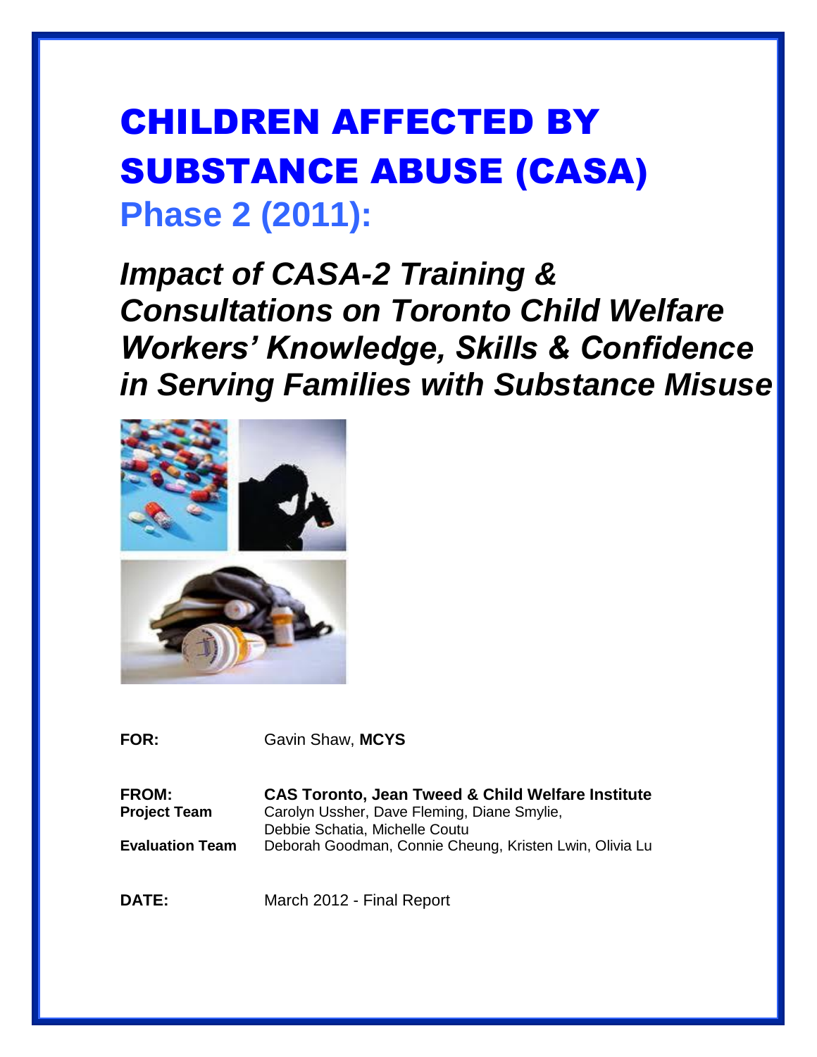# CHILDREN AFFECTED BY SUBSTANCE ABUSE (CASA)

## Phase 2 (2011):

## *Impact of CASA-2 Training & Consultations on Toronto Child Welfare Workers' Knowledge, Skills & Confidence in Serving Families with Substance Misuse*

**FOR:** Gavin Shaw, **MCYS**

**FROM:** **CAS Toronto, Jean Tweed & Child Welfare Institute**

**Project Team** Carolyn Ussher, Dave Fleming, Diane Smylie, Debbie Schatia, Michelle Coutu

**Evaluation Team** Deborah Goodman, Connie Cheung, Kristen Lwin, Olivia Lu

**DATE:** March 2012 - Final Report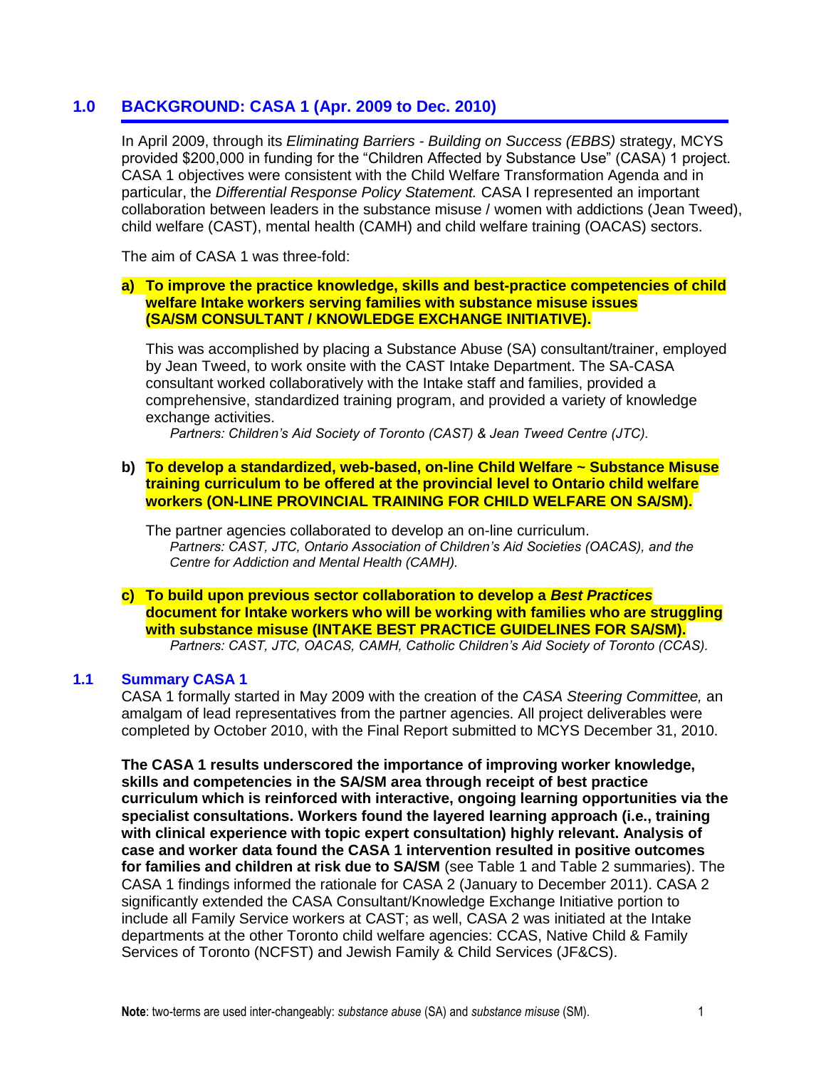## 1.0 BACKGROUND: CASA 1 (Apr. 2009 to Dec. 2010)

In April 2009, through its *Eliminating Barriers - Building on Success (EBBS)* strategy, MCYS provided $200,000 in funding for the "Children Affected by Substance Use" (CASA) 1 project. CASA 1 objectives were consistent with the Child Welfare Transformation Agenda and in particular, the *Differential Response Policy Statement.* CASA I represented an important collaboration between leaders in the substance misuse / women with addictions (Jean Tweed), child welfare (CAST), mental health (CAMH) and child welfare training (OACAS) sectors.

The aim of CASA 1 was three-fold:

**a) To improve the practice knowledge, skills and best-practice competencies of child welfare Intake workers serving families with substance misuse issues (SA/SM CONSULTANT / KNOWLEDGE EXCHANGE INITIATIVE).**

This was accomplished by placing a Substance Abuse (SA) consultant/trainer, employed by Jean Tweed, to work onsite with the CAST Intake Department. The SA-CASA consultant worked collaboratively with the Intake staff and families, provided a comprehensive, standardized training program, and provided a variety of knowledge exchange activities.

*Partners: Children's Aid Society of Toronto (CAST) & Jean Tweed Centre (JTC).*

**b) To develop a standardized, web-based, on-line Child Welfare ~ Substance Misuse training curriculum to be offered at the provincial level to Ontario child welfare workers (ON-LINE PROVINCIAL TRAINING FOR CHILD WELFARE ON SA/SM).**

The partner agencies collaborated to develop an on-line curriculum.

*Partners: CAST, JTC, Ontario Association of Children's Aid Societies (OACAS), and the Centre for Addiction and Mental Health (CAMH).*

**c) To build upon previous sector collaboration to develop a *Best Practices* document for Intake workers who will be working with families who are struggling with substance misuse (INTAKE BEST PRACTICE GUIDELINES FOR SA/SM).**

*Partners: CAST, JTC, OACAS, CAMH, Catholic Children's Aid Society of Toronto (CCAS).*

### 1.1 Summary CASA 1

CASA 1 formally started in May 2009 with the creation of the *CASA Steering Committee,* an amalgam of lead representatives from the partner agencies. All project deliverables were completed by October 2010, with the Final Report submitted to MCYS December 31, 2010.

**The CASA 1 results underscored the importance of improving worker knowledge, skills and competencies in the SA/SM area through receipt of best practice curriculum which is reinforced with interactive, ongoing learning opportunities via the specialist consultations. Workers found the layered learning approach (i.e., training with clinical experience with topic expert consultation) highly relevant. Analysis of case and worker data found the CASA 1 intervention resulted in positive outcomes for families and children at risk due to SA/SM** (see Table 1 and Table 2 summaries). The CASA 1 findings informed the rationale for CASA 2 (January to December 2011). CASA 2 significantly extended the CASA Consultant/Knowledge Exchange Initiative portion to include all Family Service workers at CAST; as well, CASA 2 was initiated at the Intake departments at the other Toronto child welfare agencies: CCAS, Native Child & Family Services of Toronto (NCFST) and Jewish Family & Child Services (JF&CS).

**Note**: two-terms are used inter-changeably: *substance abuse* (SA) and *substance misuse* (SM).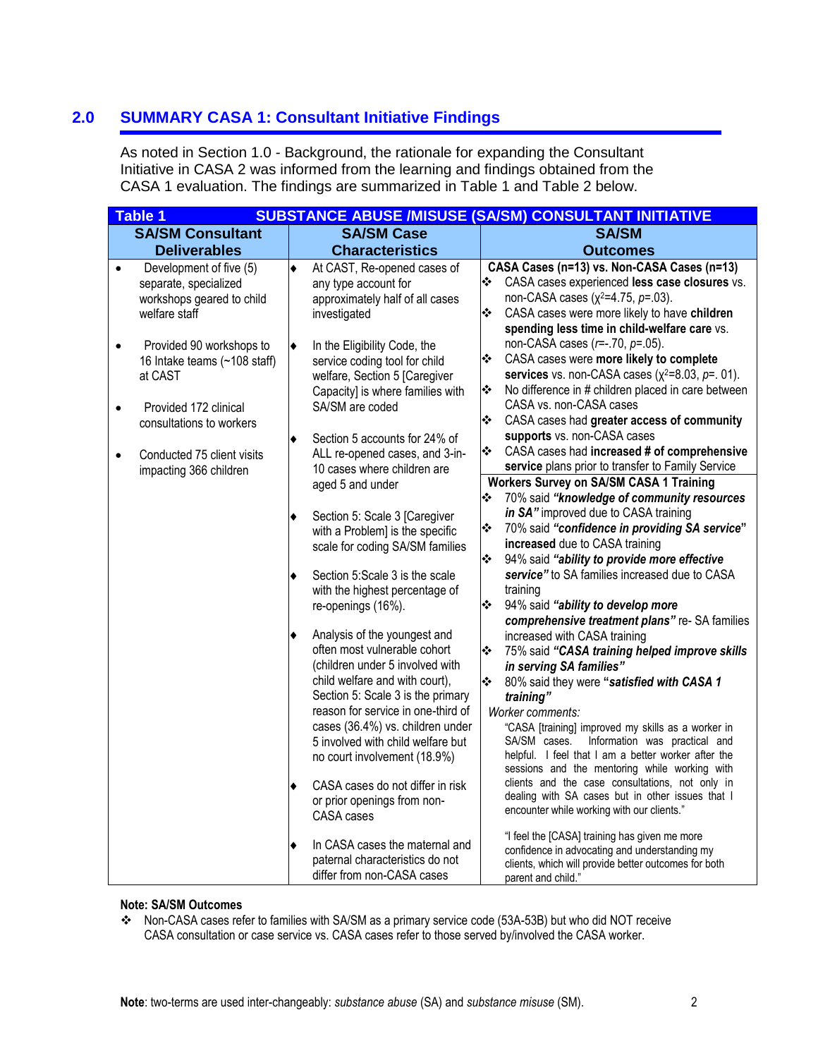## 2.0 SUMMARY CASA 1: Consultant Initiative Findings

As noted in Section 1.0 - Background, the rationale for expanding the Consultant Initiative in CASA 2 was informed from the learning and findings obtained from the CASA 1 evaluation. The findings are summarized in Table 1 and Table 2 below.

| **Table 1** | **SUBSTANCE ABUSE /MISUSE (SA/SM) CONSULTANT INITIATIVE** | |
|---|---|---|
| **SA/SM Consultant Deliverables** | **SA/SM Case Characteristics** | **SA/SM Outcomes** |
| • Development of five (5) separate, specialized workshops geared to child welfare staff<br><br>• Provided 90 workshops to 16 Intake teams (~108 staff) at CAST<br><br>• Provided 172 clinical consultations to workers<br><br>• Conducted 75 client visits impacting 366 children | ♦ At CAST, Re-opened cases of any type account for approximately half of all cases investigated<br><br>♦ In the Eligibility Code, the service coding tool for child welfare, Section 5 [Caregiver Capacity] is where families with SA/SM are coded<br><br>♦ Section 5 accounts for 24% of ALL re-opened cases, and 3-in-10 cases where children are aged 5 and under<br><br>♦ Section 5: Scale 3 [Caregiver with a Problem] is the specific scale for coding SA/SM families<br><br>♦ Section 5:Scale 3 is the scale with the highest percentage of re-openings (16%).<br><br>♦ Analysis of the youngest and often most vulnerable cohort (children under 5 involved with child welfare and with court), Section 5: Scale 3 is the primary reason for service in one-third of cases (36.4%) vs. children under 5 involved with child welfare but no court involvement (18.9%)<br><br>♦ CASA cases do not differ in risk or prior openings from non-CASA cases<br><br>♦ In CASA cases the maternal and paternal characteristics do not differ from non-CASA cases | **CASA Cases (n=13) vs. Non-CASA Cases (n=13)**<br>❖ CASA cases experienced **less case closures** vs. non-CASA cases ($\chi^2$=4.75, *p*=.03).<br>❖ CASA cases were more likely to have **children spending less time in child-welfare care** vs. non-CASA cases (*r*=-.70, *p*=.05).<br>❖ CASA cases were **more likely to complete services** vs. non-CASA cases ($\chi^2$=8.03, *p*=. 01).<br>❖ No difference in # children placed in care between CASA vs. non-CASA cases<br>❖ CASA cases had **greater access of community supports** vs. non-CASA cases<br>❖ CASA cases had **increased # of comprehensive service** plans prior to transfer to Family Service<br><br>**Workers Survey on SA/SM CASA 1 Training**<br>❖ 70% said ***"knowledge of community resources in SA"*** improved due to CASA training<br>❖ 70% said ***"confidence in providing SA service"* increased** due to CASA training<br>❖ 94% said ***"ability to provide more effective service"*** to SA families increased due to CASA training<br>❖ 94% said ***"ability to develop more comprehensive treatment plans"*** re- SA families increased with CASA training<br>❖ 75% said ***"CASA training helped improve skills in serving SA families"***<br>❖ 80% said they were ***"satisfied with CASA 1 training"***<br>*Worker comments:*<br>"CASA [training] improved my skills as a worker in SA/SM cases. Information was practical and helpful. I feel that I am a better worker after the sessions and the mentoring while working with clients and the case consultations, not only in dealing with SA cases but in other issues that I encounter while working with our clients."<br><br>"I feel the [CASA] training has given me more confidence in advocating and understanding my clients, which will provide better outcomes for both parent and child." |

**Note: SA/SM Outcomes**

❖ Non-CASA cases refer to families with SA/SM as a primary service code (53A-53B) but who did NOT receive CASA consultation or case service vs. CASA cases refer to those served by/involved the CASA worker.

**Note**: two-terms are used inter-changeably: *substance abuse* (SA) and *substance misuse* (SM).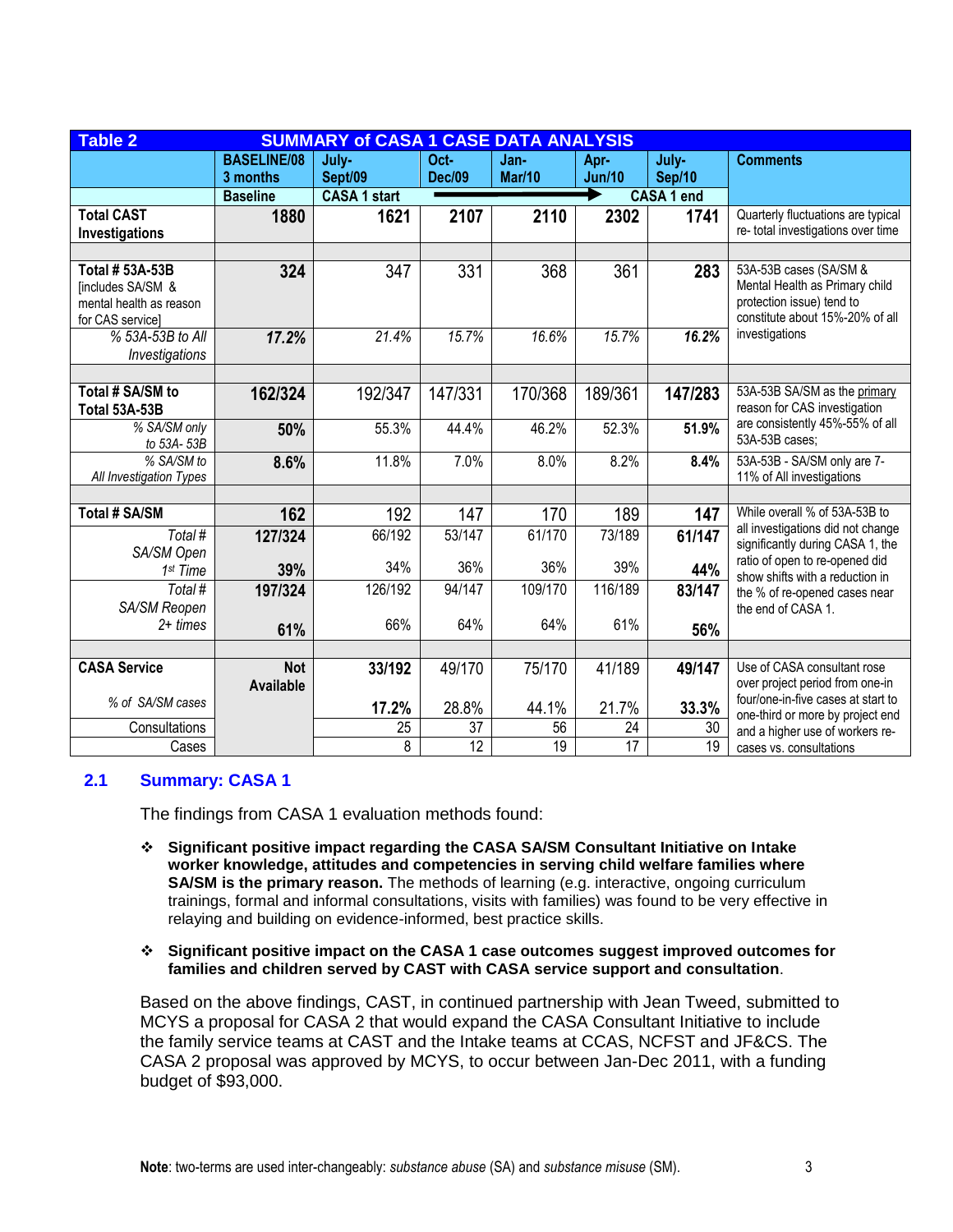| **Table 2** | **SUMMARY of CASA 1 CASE DATA ANALYSIS** | | | | | | |
|---|---|---|---|---|---|---|---|
| | **BASELINE/08 3 months** | **July-Sept/09** | **Oct-Dec/09** | **Jan-Mar/10** | **Apr-Jun/10** | **July-Sep/10** | **Comments** |
| | **Baseline** | **CASA 1 start** | → | → | → | **CASA 1 end** | |
| **Total CAST Investigations** | **1880** | **1621** | **2107** | **2110** | **2302** | **1741** | Quarterly fluctuations are typical re- total investigations over time |
| | | | | | | | |
| **Total # 53A-53B** [includes SA/SM & mental health as reason for CAS service] | **324** | 347 | 331 | 368 | 361 | **283** | 53A-53B cases (SA/SM & Mental Health as Primary child protection issue) tend to constitute about 15%-20% of all investigations |
| *% 53A-53B to All Investigations* | ***17.2%*** | *21.4%* | *15.7%* | *16.6%* | *15.7%* | ***16.2%*** | |
| | | | | | | | |
| **Total # SA/SM to Total 53A-53B** | **162/324** | 192/347 | 147/331 | 170/368 | 189/361 | **147/283** | 53A-53B SA/SM as the primary reason for CAS investigation are consistently 45%-55% of all 53A-53B cases; |
| *% SA/SM only to 53A- 53B* | **50%** | 55.3% | 44.4% | 46.2% | 52.3% | **51.9%** | |
| *% SA/SM to All Investigation Types* | **8.6%** | 11.8% | 7.0% | 8.0% | 8.2% | **8.4%** | 53A-53B - SA/SM only are 7-11% of All investigations |
| | | | | | | | |
| **Total # SA/SM** | **162** | 192 | 147 | 170 | 189 | **147** | While overall % of 53A-53B to all investigations did not change significantly during CASA 1, the ratio of open to re-opened did show shifts with a reduction in the % of re-opened cases near the end of CASA 1. |
| *Total # SA/SM Open 1st Time* | **127/324** **39%** | 66/192 34% | 53/147 36% | 61/170 36% | 73/189 39% | **61/147** **44%** | |
| *Total # SA/SM Reopen 2+ times* | **197/324** **61%** | 126/192 66% | 94/147 64% | 109/170 64% | 116/189 61% | **83/147** **56%** | |
| | | | | | | | |
| **CASA Service** *% of SA/SM cases* | **Not Available** | **33/192** **17.2%** | 49/170 28.8% | 75/170 44.1% | 41/189 21.7% | **49/147** **33.3%** | Use of CASA consultant rose over project period from one-in four/one-in-five cases at start to one-third or more by project end and a higher use of workers re-cases vs. consultations |
| Consultations | | 25 | 37 | 56 | 24 | 30 | |
| Cases | | 8 | 12 | 19 | 17 | 19 | |

## 2.1 Summary: CASA 1

The findings from CASA 1 evaluation methods found:

- **Significant positive impact regarding the CASA SA/SM Consultant Initiative on Intake worker knowledge, attitudes and competencies in serving child welfare families where SA/SM is the primary reason.** The methods of learning (e.g. interactive, ongoing curriculum trainings, formal and informal consultations, visits with families) was found to be very effective in relaying and building on evidence-informed, best practice skills.

- **Significant positive impact on the CASA 1 case outcomes suggest improved outcomes for families and children served by CAST with CASA service support and consultation**.

Based on the above findings, CAST, in continued partnership with Jean Tweed, submitted to MCYS a proposal for CASA 2 that would expand the CASA Consultant Initiative to include the family service teams at CAST and the Intake teams at CCAS, NCFST and JF&CS. The CASA 2 proposal was approved by MCYS, to occur between Jan-Dec 2011, with a funding budget of $93,000.

**Note**: two-terms are used inter-changeably: *substance abuse* (SA) and *substance misuse* (SM).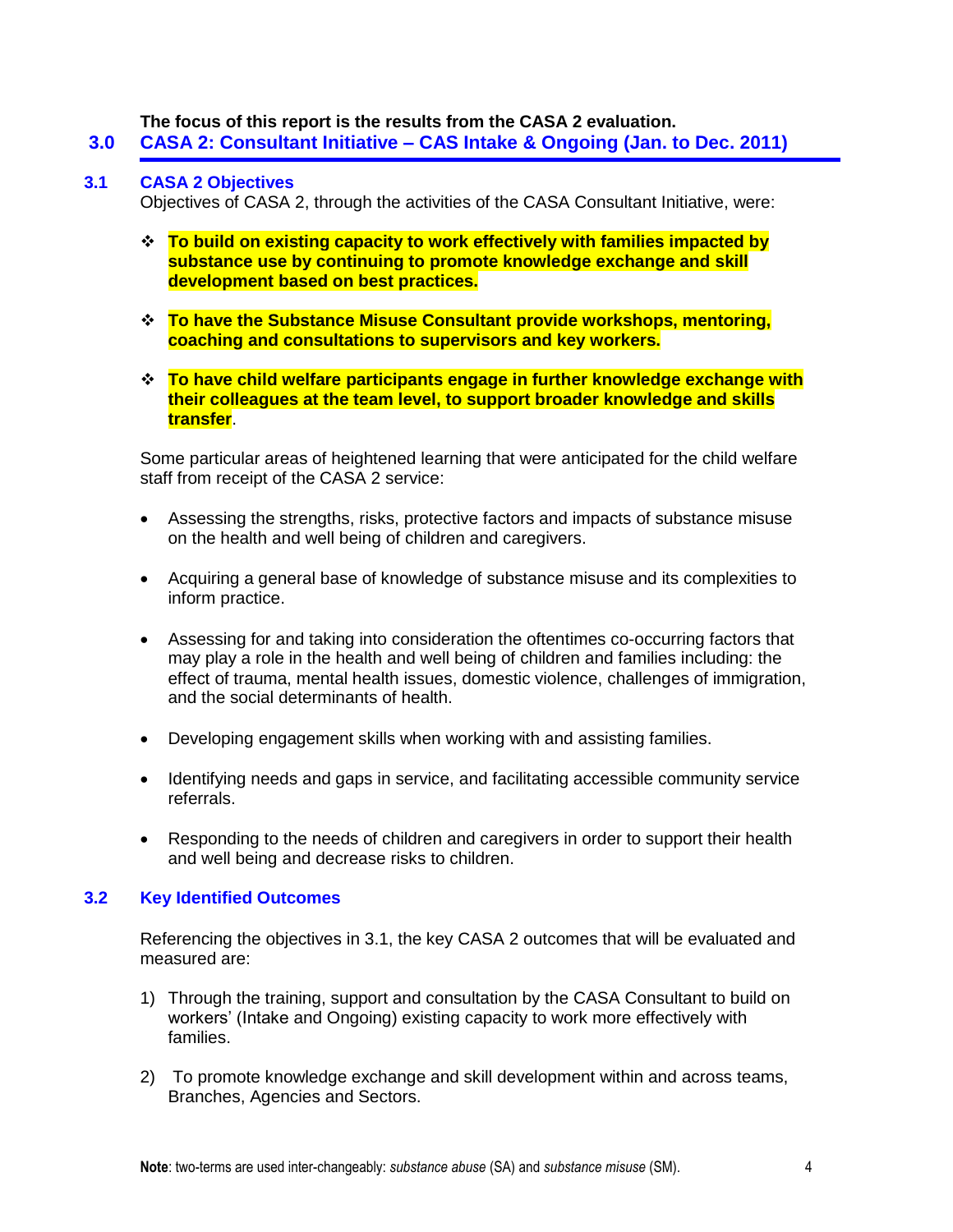**The focus of this report is the results from the CASA 2 evaluation.**

## 3.0 CASA 2: Consultant Initiative – CAS Intake & Ongoing (Jan. to Dec. 2011)

### 3.1 CASA 2 Objectives

Objectives of CASA 2, through the activities of the CASA Consultant Initiative, were:

- **To build on existing capacity to work effectively with families impacted by substance use by continuing to promote knowledge exchange and skill development based on best practices.**

- **To have the Substance Misuse Consultant provide workshops, mentoring, coaching and consultations to supervisors and key workers.**

- **To have child welfare participants engage in further knowledge exchange with their colleagues at the team level, to support broader knowledge and skills transfer**.

Some particular areas of heightened learning that were anticipated for the child welfare staff from receipt of the CASA 2 service:

- Assessing the strengths, risks, protective factors and impacts of substance misuse on the health and well being of children and caregivers.

- Acquiring a general base of knowledge of substance misuse and its complexities to inform practice.

- Assessing for and taking into consideration the oftentimes co-occurring factors that may play a role in the health and well being of children and families including: the effect of trauma, mental health issues, domestic violence, challenges of immigration, and the social determinants of health.

- Developing engagement skills when working with and assisting families.

- Identifying needs and gaps in service, and facilitating accessible community service referrals.

- Responding to the needs of children and caregivers in order to support their health and well being and decrease risks to children.

### 3.2 Key Identified Outcomes

Referencing the objectives in 3.1, the key CASA 2 outcomes that will be evaluated and measured are:

1) Through the training, support and consultation by the CASA Consultant to build on workers' (Intake and Ongoing) existing capacity to work more effectively with families.

2) To promote knowledge exchange and skill development within and across teams, Branches, Agencies and Sectors.

**Note**: two-terms are used inter-changeably: *substance abuse* (SA) and *substance misuse* (SM).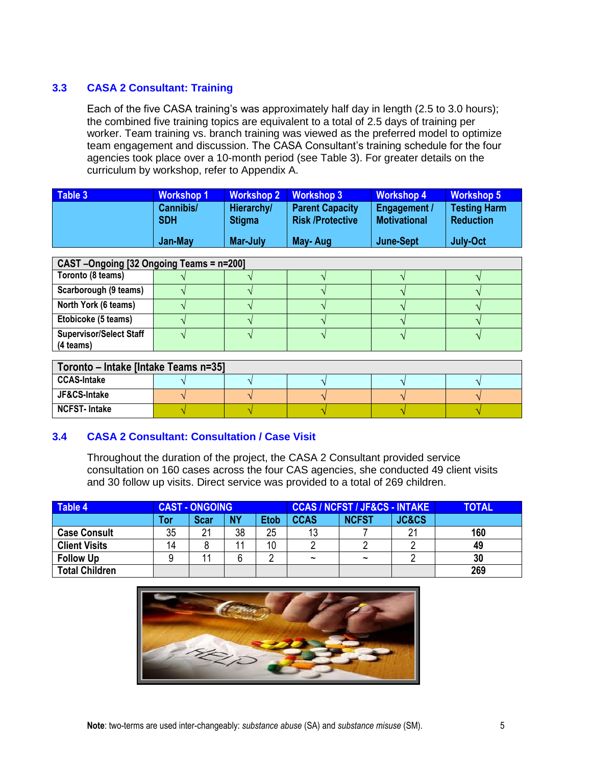### 3.3 CASA 2 Consultant: Training

Each of the five CASA training's was approximately half day in length (2.5 to 3.0 hours); the combined five training topics are equivalent to a total of 2.5 days of training per worker. Team training vs. branch training was viewed as the preferred model to optimize team engagement and discussion. The CASA Consultant's training schedule for the four agencies took place over a 10-month period (see Table 3). For greater details on the curriculum by workshop, refer to Appendix A.

| Table 3 | Workshop 1 | Workshop 2 | Workshop 3 | Workshop 4 | Workshop 5 |
|---|---|---|---|---|---|
| | Cannibis/ SDH<br>Jan-May | Hierarchy/ Stigma<br>Mar-July | Parent Capacity Risk /Protective<br>May- Aug | Engagement / Motivational<br>June-Sept | Testing Harm Reduction<br>July-Oct |
| **CAST –Ongoing [32 Ongoing Teams = n=200]** | | | | | |
| Toronto (8 teams) | √ | √ | √ | √ | √ |
| Scarborough (9 teams) | √ | √ | √ | √ | √ |
| North York (6 teams) | √ | √ | √ | √ | √ |
| Etobicoke (5 teams) | √ | √ | √ | √ | √ |
| Supervisor/Select Staff (4 teams) | √ | √ | √ | √ | √ |
| **Toronto – Intake [Intake Teams n=35]** | | | | | |
| CCAS-Intake | √ | √ | √ | √ | √ |
| JF&CS-Intake | √ | √ | √ | √ | √ |
| NCFST- Intake | √ | √ | √ | √ | √ |

### 3.4 CASA 2 Consultant: Consultation / Case Visit

Throughout the duration of the project, the CASA 2 Consultant provided service consultation on 160 cases across the four CAS agencies, she conducted 49 client visits and 30 follow up visits. Direct service was provided to a total of 269 children.

| Table 4 | CAST - ONGOING | | | | CCAS / NCFST / JF&CS - INTAKE | | | TOTAL |
|---|---|---|---|---|---|---|---|---|
| | Tor | Scar | NY | Etob | CCAS | NCFST | JC&CS | |
| Case Consult | 35 | 21 | 38 | 25 | 13 | 7 | 21 | 160 |
| Client Visits | 14 | 8 | 11 | 10 | 2 | 2 | 2 | 49 |
| Follow Up | 9 | 11 | 6 | 2 | ~ | ~ | 2 | 30 |
| Total Children | | | | | | | | 269 |

**Note**: two-terms are used inter-changeably: *substance abuse* (SA) and *substance misuse* (SM).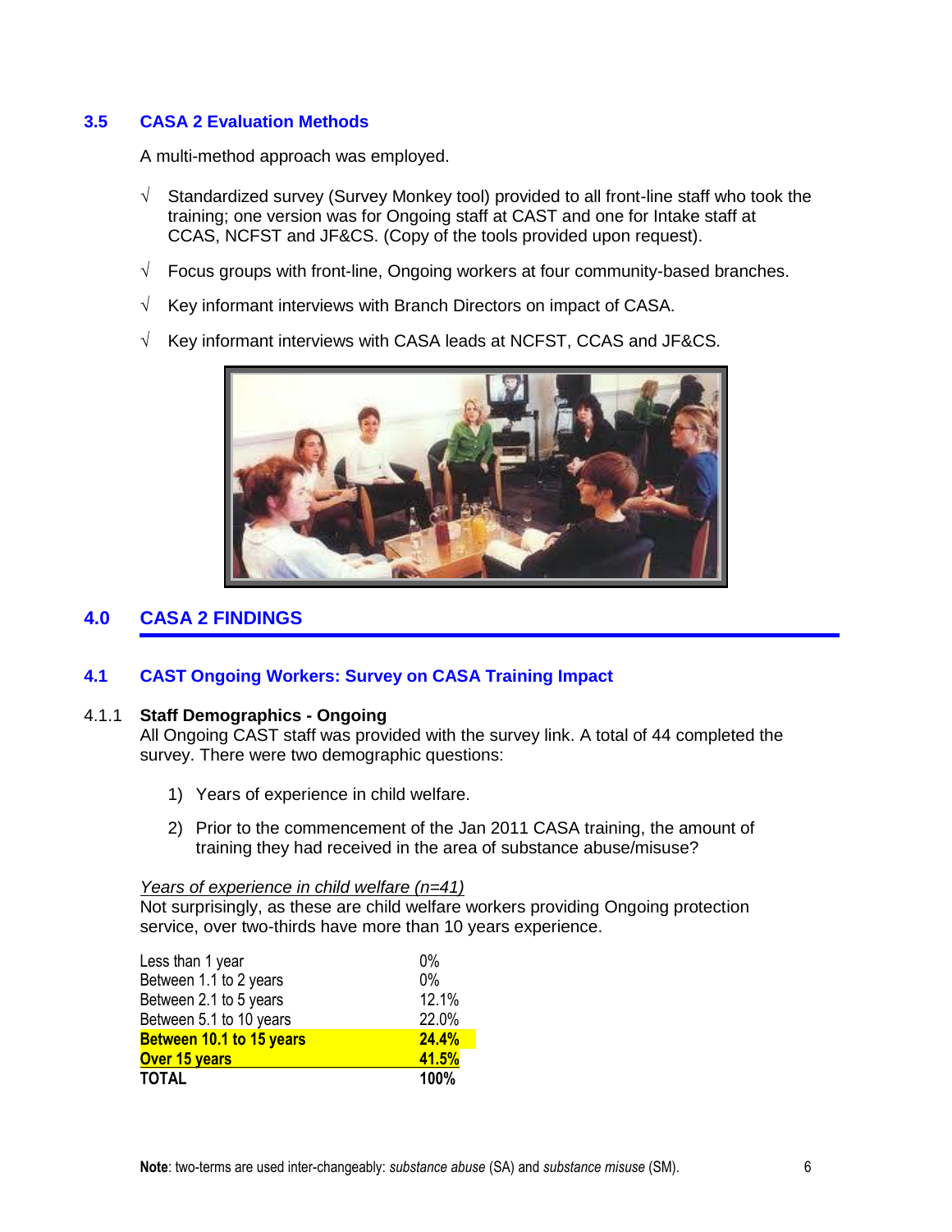## 3.5 CASA 2 Evaluation Methods

A multi-method approach was employed.

- √ Standardized survey (Survey Monkey tool) provided to all front-line staff who took the training; one version was for Ongoing staff at CAST and one for Intake staff at CCAS, NCFST and JF&CS. (Copy of the tools provided upon request).
- √ Focus groups with front-line, Ongoing workers at four community-based branches.
- √ Key informant interviews with Branch Directors on impact of CASA.
- √ Key informant interviews with CASA leads at NCFST, CCAS and JF&CS.

# 4.0 CASA 2 FINDINGS

## 4.1 CAST Ongoing Workers: Survey on CASA Training Impact

### 4.1.1 Staff Demographics - Ongoing

All Ongoing CAST staff was provided with the survey link. A total of 44 completed the survey. There were two demographic questions:

1) Years of experience in child welfare.
2) Prior to the commencement of the Jan 2011 CASA training, the amount of training they had received in the area of substance abuse/misuse?

*Years of experience in child welfare (n=41)*

Not surprisingly, as these are child welfare workers providing Ongoing protection service, over two-thirds have more than 10 years experience.

| | |
|---|---|
| Less than 1 year | 0% |
| Between 1.1 to 2 years | 0% |
| Between 2.1 to 5 years | 12.1% |
| Between 5.1 to 10 years | 22.0% |
| **Between 10.1 to 15 years** | **24.4%** |
| **Over 15 years** | **41.5%** |
| **TOTAL** | **100%** |

**Note**: two-terms are used inter-changeably: *substance abuse* (SA) and *substance misuse* (SM).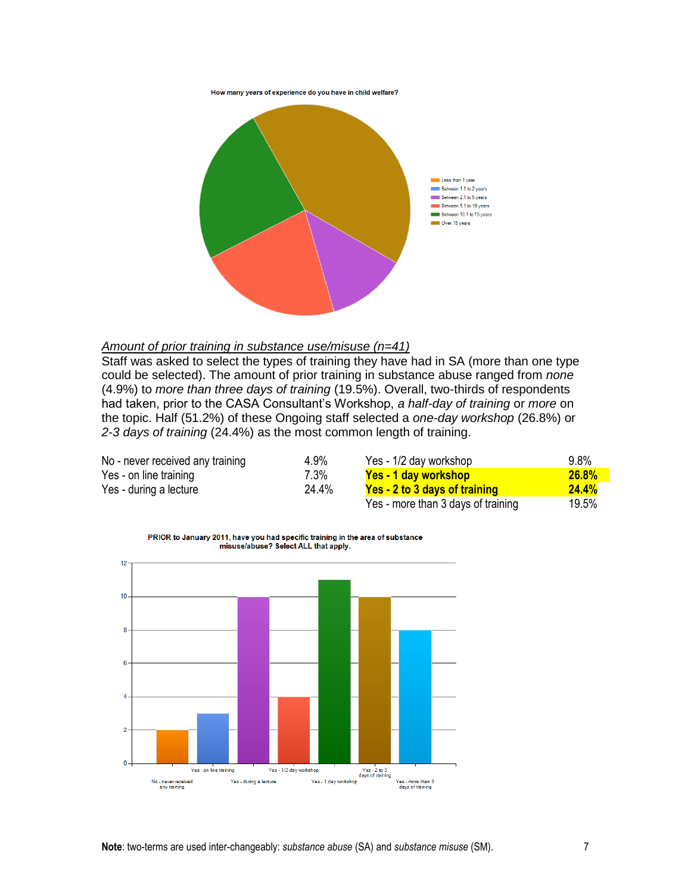How many years of experience do you have in child welfare?

- Less than 1 year
- Between 1.1 to 2 years
- Between 2.1 to 5 years
- Between 5.1 to 10 years
- Between 10.1 to 15 years
- Over 15 years

*Amount of prior training in substance use/misuse (n=41)*

Staff was asked to select the types of training they have had in SA (more than one type could be selected). The amount of prior training in substance abuse ranged from *none* (4.9%) to *more than three days of training* (19.5%). Overall, two-thirds of respondents had taken, prior to the CASA Consultant's Workshop, *a half-day of training* or *more* on the topic. Half (51.2%) of these Ongoing staff selected a *one-day workshop* (26.8%) or *2-3 days of training* (24.4%) as the most common length of training.

| | | | |
|---|---|---|---|
| No - never received any training | 4.9% | Yes - 1/2 day workshop | 9.8% |
| Yes - on line training | 7.3% | **Yes - 1 day workshop** | **26.8%** |
| Yes - during a lecture | 24.4% | **Yes - 2 to 3 days of training** | **24.4%** |
| | | Yes - more than 3 days of training | 19.5% |

PRIOR to January 2011, have you had specific training in the area of substance misuse/abuse? Select ALL that apply.

| Response | Count |
|---|---|
| No - never received any training | 2 |
| Yes - on line training | 3 |
| Yes - during a lecture | 10 |
| Yes - 1/2 day workshop | 4 |
| Yes - 1 day workshop | 11 |
| Yes - 2 to 3 days of training | 10 |
| Yes - more than 3 days of training | 8 |

**Note**: two-terms are used inter-changeably: *substance abuse* (SA) and *substance misuse* (SM).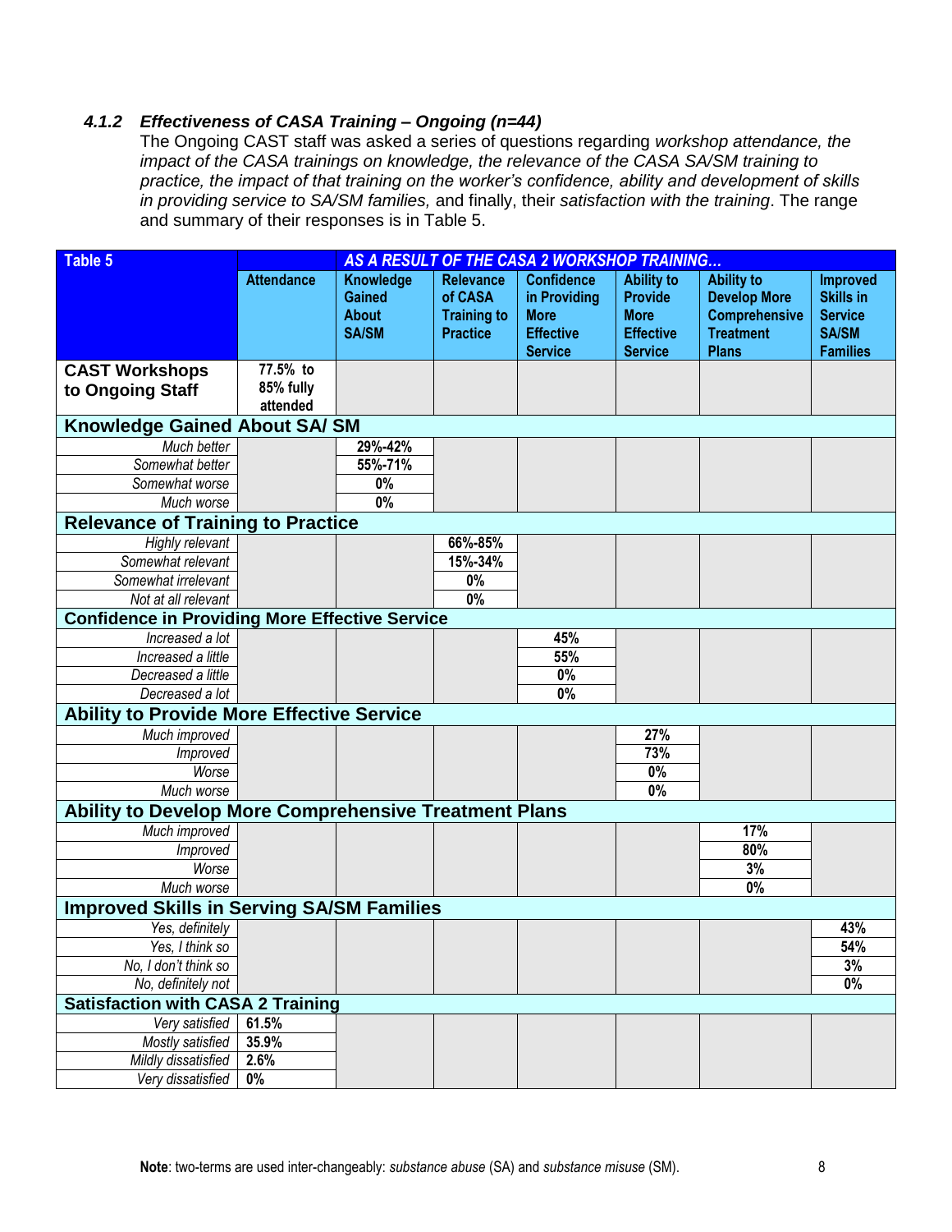### *4.1.2 Effectiveness of CASA Training – Ongoing (n=44)*

The Ongoing CAST staff was asked a series of questions regarding *workshop attendance, the impact of the CASA trainings on knowledge, the relevance of the CASA SA/SM training to practice, the impact of that training on the worker's confidence, ability and development of skills in providing service to SA/SM families,* and finally, their *satisfaction with the training*. The range and summary of their responses is in Table 5.

| Table 5 | *AS A RESULT OF THE CASA 2 WORKSHOP TRAINING…* | | | | | | |
|---|---|---|---|---|---|---|---|
| | Attendance | Knowledge Gained About SA/SM | Relevance of CASA Training to Practice | Confidence in Providing More Effective Service | Ability to Provide More Effective Service | Ability to Develop More Comprehensive Treatment Plans | Improved Skills in Service SA/SM Families |
| **CAST Workshops to Ongoing Staff** | 77.5% to 85% fully attended | | | | | | |
| **Knowledge Gained About SA/ SM** | | | | | | | |
| *Much better* | | 29%-42% | | | | | |
| *Somewhat better* | | 55%-71% | | | | | |
| *Somewhat worse* | | 0% | | | | | |
| *Much worse* | | 0% | | | | | |
| **Relevance of Training to Practice** | | | | | | | |
| *Highly relevant* | | | 66%-85% | | | | |
| *Somewhat relevant* | | | 15%-34% | | | | |
| *Somewhat irrelevant* | | | 0% | | | | |
| *Not at all relevant* | | | 0% | | | | |
| **Confidence in Providing More Effective Service** | | | | | | | |
| *Increased a lot* | | | | 45% | | | |
| *Increased a little* | | | | 55% | | | |
| *Decreased a little* | | | | 0% | | | |
| *Decreased a lot* | | | | 0% | | | |
| **Ability to Provide More Effective Service** | | | | | | | |
| *Much improved* | | | | | 27% | | |
| *Improved* | | | | | 73% | | |
| *Worse* | | | | | 0% | | |
| *Much worse* | | | | | 0% | | |
| **Ability to Develop More Comprehensive Treatment Plans** | | | | | | | |
| *Much improved* | | | | | | 17% | |
| *Improved* | | | | | | 80% | |
| *Worse* | | | | | | 3% | |
| *Much worse* | | | | | | 0% | |
| **Improved Skills in Serving SA/SM Families** | | | | | | | |
| *Yes, definitely* | | | | | | | 43% |
| *Yes, I think so* | | | | | | | 54% |
| *No, I don't think so* | | | | | | | 3% |
| *No, definitely not* | | | | | | | 0% |
| **Satisfaction with CASA 2 Training** | | | | | | | |
| *Very satisfied* | 61.5% | | | | | | |
| *Mostly satisfied* | 35.9% | | | | | | |
| *Mildly dissatisfied* | 2.6% | | | | | | |
| *Very dissatisfied* | 0% | | | | | | |

**Note**: two-terms are used inter-changeably: *substance abuse* (SA) and *substance misuse* (SM).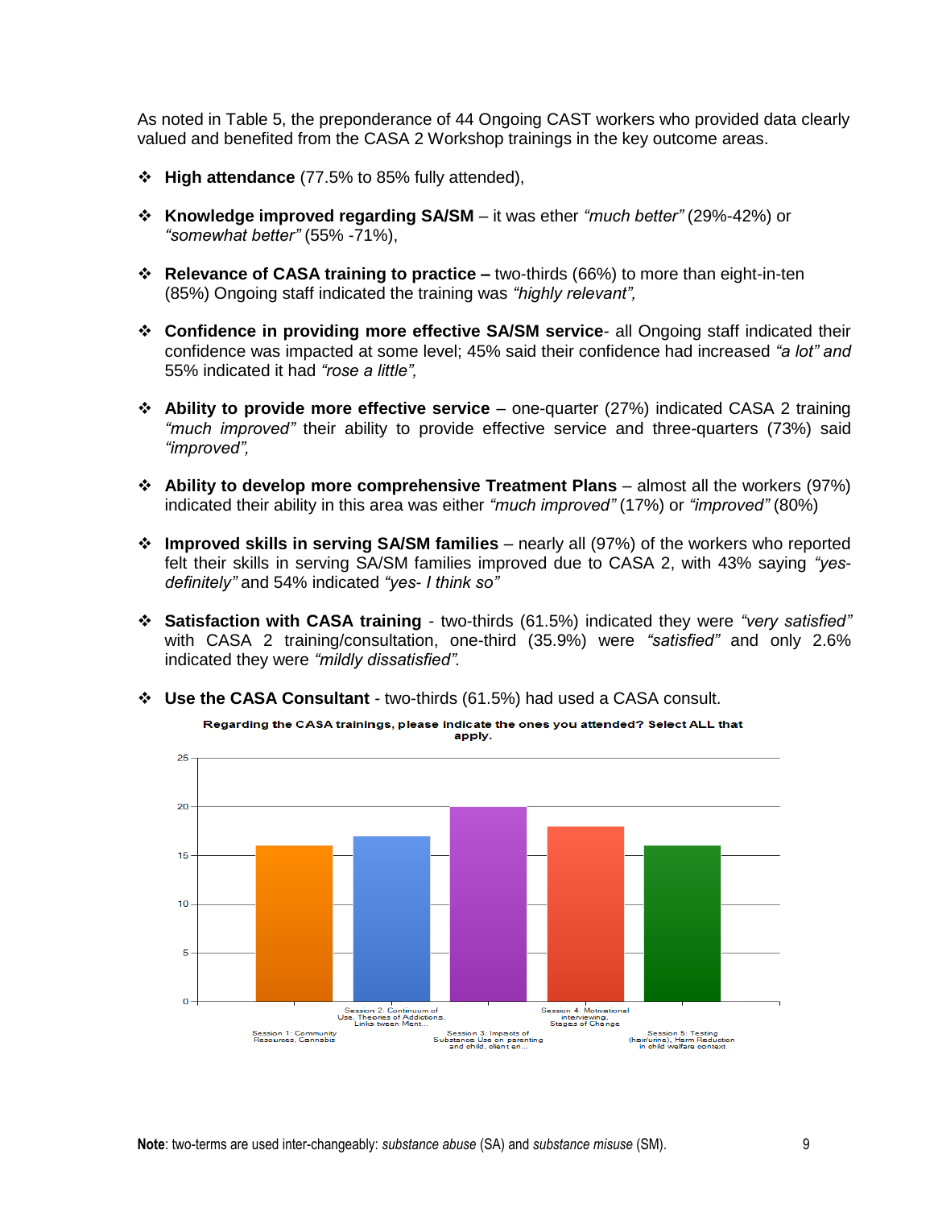As noted in Table 5, the preponderance of 44 Ongoing CAST workers who provided data clearly valued and benefited from the CASA 2 Workshop trainings in the key outcome areas.

- **High attendance** (77.5% to 85% fully attended),
- **Knowledge improved regarding SA/SM** – it was ether *"much better"* (29%-42%) or *"somewhat better"* (55% -71%),
- **Relevance of CASA training to practice –** two-thirds (66%) to more than eight-in-ten (85%) Ongoing staff indicated the training was *"highly relevant",*
- **Confidence in providing more effective SA/SM service**- all Ongoing staff indicated their confidence was impacted at some level; 45% said their confidence had increased *"a lot" and* 55% indicated it had *"rose a little",*
- **Ability to provide more effective service** – one-quarter (27%) indicated CASA 2 training *"much improved"* their ability to provide effective service and three-quarters (73%) said *"improved",*
- **Ability to develop more comprehensive Treatment Plans** – almost all the workers (97%) indicated their ability in this area was either *"much improved"* (17%) or *"improved"* (80%)
- **Improved skills in serving SA/SM families** – nearly all (97%) of the workers who reported felt their skills in serving SA/SM families improved due to CASA 2, with 43% saying *"yes-definitely"* and 54% indicated *"yes- I think so"*
- **Satisfaction with CASA training** - two-thirds (61.5%) indicated they were *"very satisfied"* with CASA 2 training/consultation, one-third (35.9%) were *"satisfied"* and only 2.6% indicated they were *"mildly dissatisfied".*
- **Use the CASA Consultant** - two-thirds (61.5%) had used a CASA consult.

Regarding the CASA trainings, please indicate the ones you attended? Select ALL that apply.

| Session | Count |
|---|---|
| Session 1: Community Resources, Cannabis | 16 |
| Session 2: Continuum of Use, Theories of Addictions, Links tween Ment... | 17 |
| Session 3: Impacts of Substance Use on parenting and child, client en... | 20 |
| Session 4: Motivational interviewing, Stages of Change | 18 |
| Session 5: Testing (hair/urine), Harm Reduction in child welfare context | 16 |

**Note**: two-terms are used inter-changeably: *substance abuse* (SA) and *substance misuse* (SM).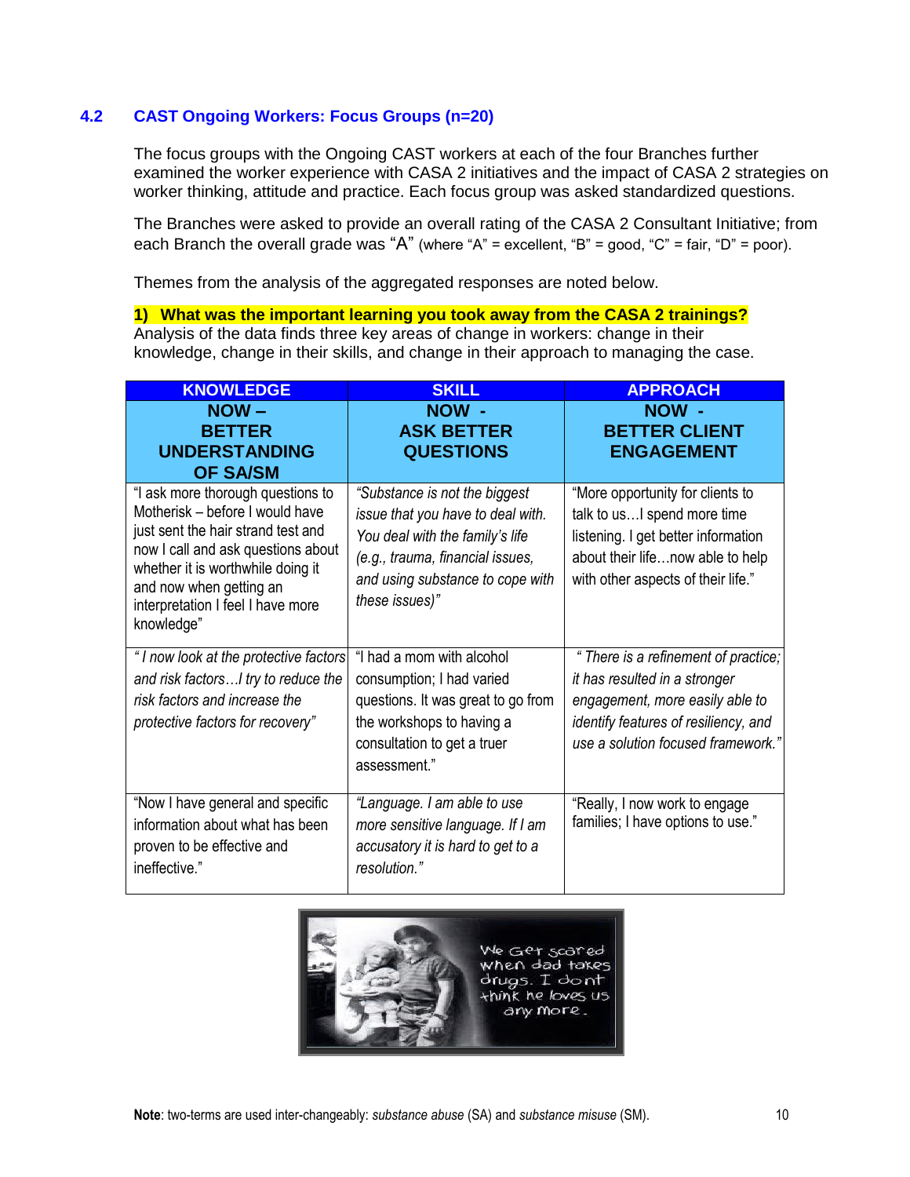### 4.2 CAST Ongoing Workers: Focus Groups (n=20)

The focus groups with the Ongoing CAST workers at each of the four Branches further examined the worker experience with CASA 2 initiatives and the impact of CASA 2 strategies on worker thinking, attitude and practice. Each focus group was asked standardized questions.

The Branches were asked to provide an overall rating of the CASA 2 Consultant Initiative; from each Branch the overall grade was "A" (where "A" = excellent, "B" = good, "C" = fair, "D" = poor).

Themes from the analysis of the aggregated responses are noted below.

**1) What was the important learning you took away from the CASA 2 trainings?**
Analysis of the data finds three key areas of change in workers: change in their knowledge, change in their skills, and change in their approach to managing the case.

| KNOWLEDGE | SKILL | APPROACH |
|---|---|---|
| **NOW – BETTER UNDERSTANDING OF SA/SM** | **NOW - ASK BETTER QUESTIONS** | **NOW - BETTER CLIENT ENGAGEMENT** |
| "I ask more thorough questions to Motherisk – before I would have just sent the hair strand test and now I call and ask questions about whether it is worthwhile doing it and now when getting an interpretation I feel I have more knowledge" | *"Substance is not the biggest issue that you have to deal with. You deal with the family's life (e.g., trauma, financial issues, and using substance to cope with these issues)"* | "More opportunity for clients to talk to us…I spend more time listening. I get better information about their life…now able to help with other aspects of their life." |
| *" I now look at the protective factors and risk factors…I try to reduce the risk factors and increase the protective factors for recovery"* | "I had a mom with alcohol consumption; I had varied questions. It was great to go from the workshops to having a consultation to get a truer assessment." | *" There is a refinement of practice; it has resulted in a stronger engagement, more easily able to identify features of resiliency, and use a solution focused framework."* |
| "Now I have general and specific information about what has been proven to be effective and ineffective." | *"Language. I am able to use more sensitive language. If I am accusatory it is hard to get to a resolution."* | "Really, I now work to engage families; I have options to use." |

**Note**: two-terms are used inter-changeably: *substance abuse* (SA) and *substance misuse* (SM).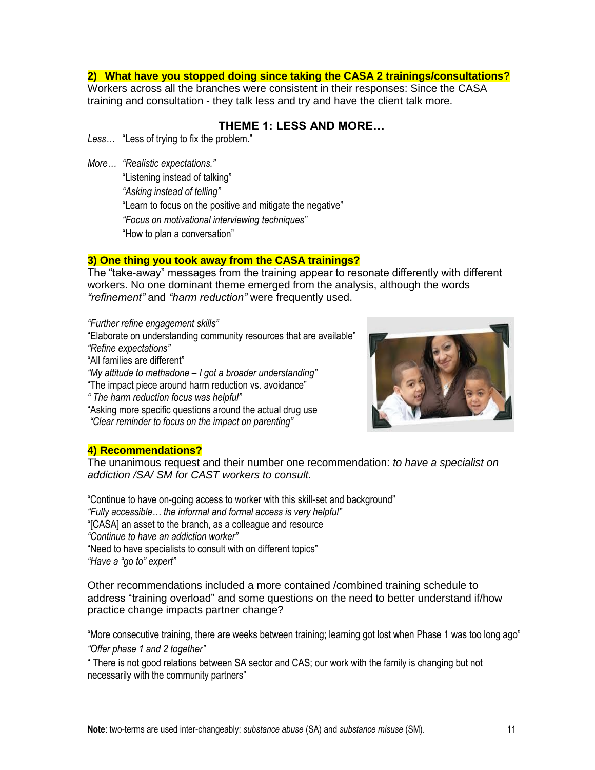**2) What have you stopped doing since taking the CASA 2 trainings/consultations?**

Workers across all the branches were consistent in their responses: Since the CASA training and consultation - they talk less and try and have the client talk more.

### THEME 1: LESS AND MORE…

*Less…* "Less of trying to fix the problem."

*More…* *"Realistic expectations."*
"Listening instead of talking"
*"Asking instead of telling"*
"Learn to focus on the positive and mitigate the negative"
*"Focus on motivational interviewing techniques"*
"How to plan a conversation"

**3) One thing you took away from the CASA trainings?**

The "take-away" messages from the training appear to resonate differently with different workers. No one dominant theme emerged from the analysis, although the words *"refinement"* and *"harm reduction"* were frequently used.

*"Further refine engagement skills"*
"Elaborate on understanding community resources that are available"
*"Refine expectations"*
"All families are different"
*"My attitude to methadone – I got a broader understanding"*
"The impact piece around harm reduction vs. avoidance"
*" The harm reduction focus was helpful"*
"Asking more specific questions around the actual drug use
*"Clear reminder to focus on the impact on parenting"*

**4) Recommendations?**

The unanimous request and their number one recommendation: *to have a specialist on addiction /SA/ SM for CAST workers to consult.*

"Continue to have on-going access to worker with this skill-set and background"
*"Fully accessible… the informal and formal access is very helpful"*
"[CASA] an asset to the branch, as a colleague and resource
*"Continue to have an addiction worker"*
"Need to have specialists to consult with on different topics"
*"Have a "go to" expert"*

Other recommendations included a more contained /combined training schedule to address "training overload" and some questions on the need to better understand if/how practice change impacts partner change?

"More consecutive training, there are weeks between training; learning got lost when Phase 1 was too long ago"
*"Offer phase 1 and 2 together"*
" There is not good relations between SA sector and CAS; our work with the family is changing but not necessarily with the community partners"

**Note**: two-terms are used inter-changeably: *substance abuse* (SA) and *substance misuse* (SM).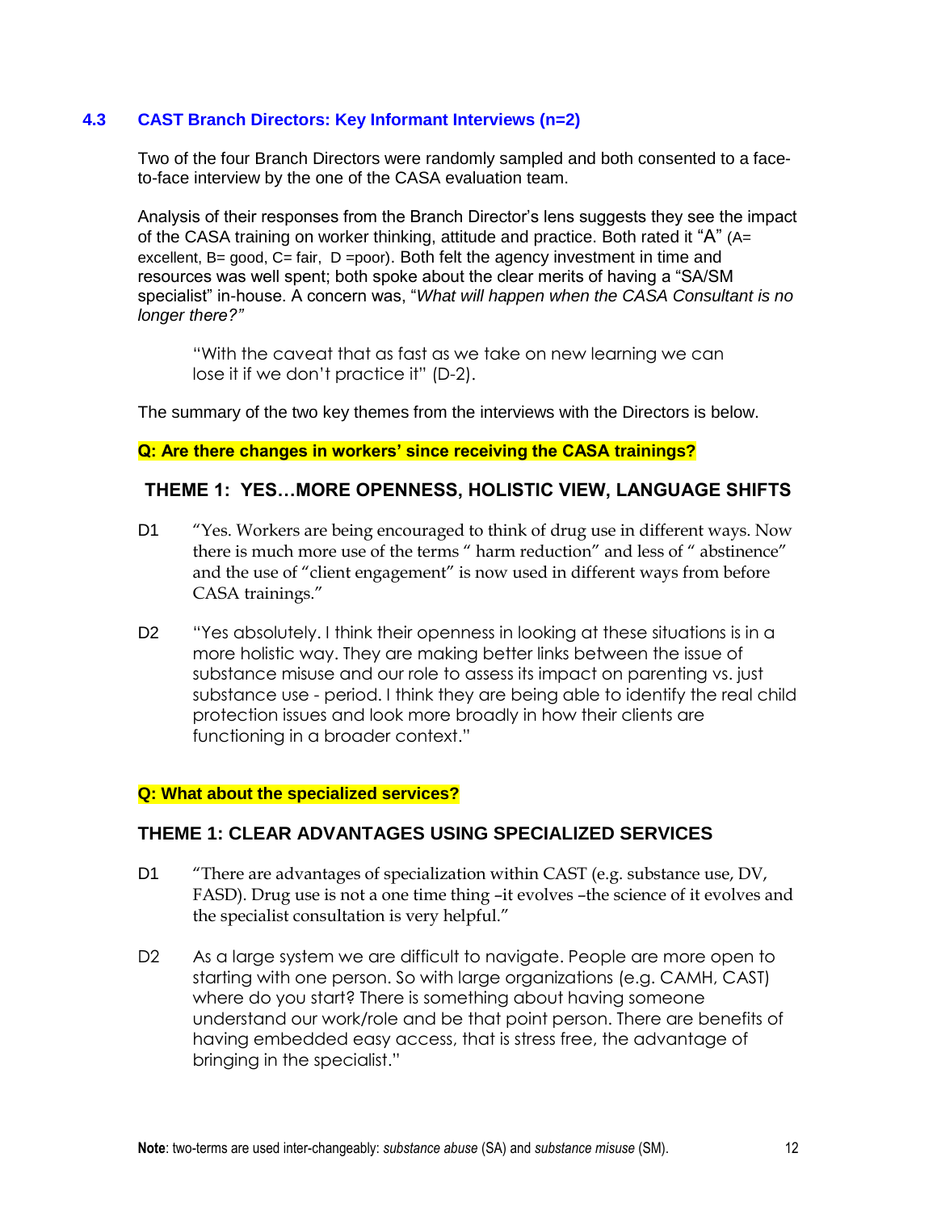### 4.3 CAST Branch Directors: Key Informant Interviews (n=2)

Two of the four Branch Directors were randomly sampled and both consented to a face-to-face interview by the one of the CASA evaluation team.

Analysis of their responses from the Branch Director's lens suggests they see the impact of the CASA training on worker thinking, attitude and practice. Both rated it "A" (A= excellent, B= good, C= fair, D =poor). Both felt the agency investment in time and resources was well spent; both spoke about the clear merits of having a "SA/SM specialist" in-house. A concern was, "*What will happen when the CASA Consultant is no longer there?"*

> "With the caveat that as fast as we take on new learning we can lose it if we don't practice it" (D-2).

The summary of the two key themes from the interviews with the Directors is below.

**Q: Are there changes in workers' since receiving the CASA trainings?**

**THEME 1: YES…MORE OPENNESS, HOLISTIC VIEW, LANGUAGE SHIFTS**

D1 "Yes. Workers are being encouraged to think of drug use in different ways. Now there is much more use of the terms " harm reduction" and less of " abstinence" and the use of "client engagement" is now used in different ways from before CASA trainings."

D2 "Yes absolutely. I think their openness in looking at these situations is in a more holistic way. They are making better links between the issue of substance misuse and our role to assess its impact on parenting vs. just substance use - period. I think they are being able to identify the real child protection issues and look more broadly in how their clients are functioning in a broader context."

**Q: What about the specialized services?**

**THEME 1: CLEAR ADVANTAGES USING SPECIALIZED SERVICES**

D1 "There are advantages of specialization within CAST (e.g. substance use, DV, FASD). Drug use is not a one time thing –it evolves –the science of it evolves and the specialist consultation is very helpful."

D2 As a large system we are difficult to navigate. People are more open to starting with one person. So with large organizations (e.g. CAMH, CAST) where do you start? There is something about having someone understand our work/role and be that point person. There are benefits of having embedded easy access, that is stress free, the advantage of bringing in the specialist."

**Note**: two-terms are used inter-changeably: *substance abuse* (SA) and *substance misuse* (SM).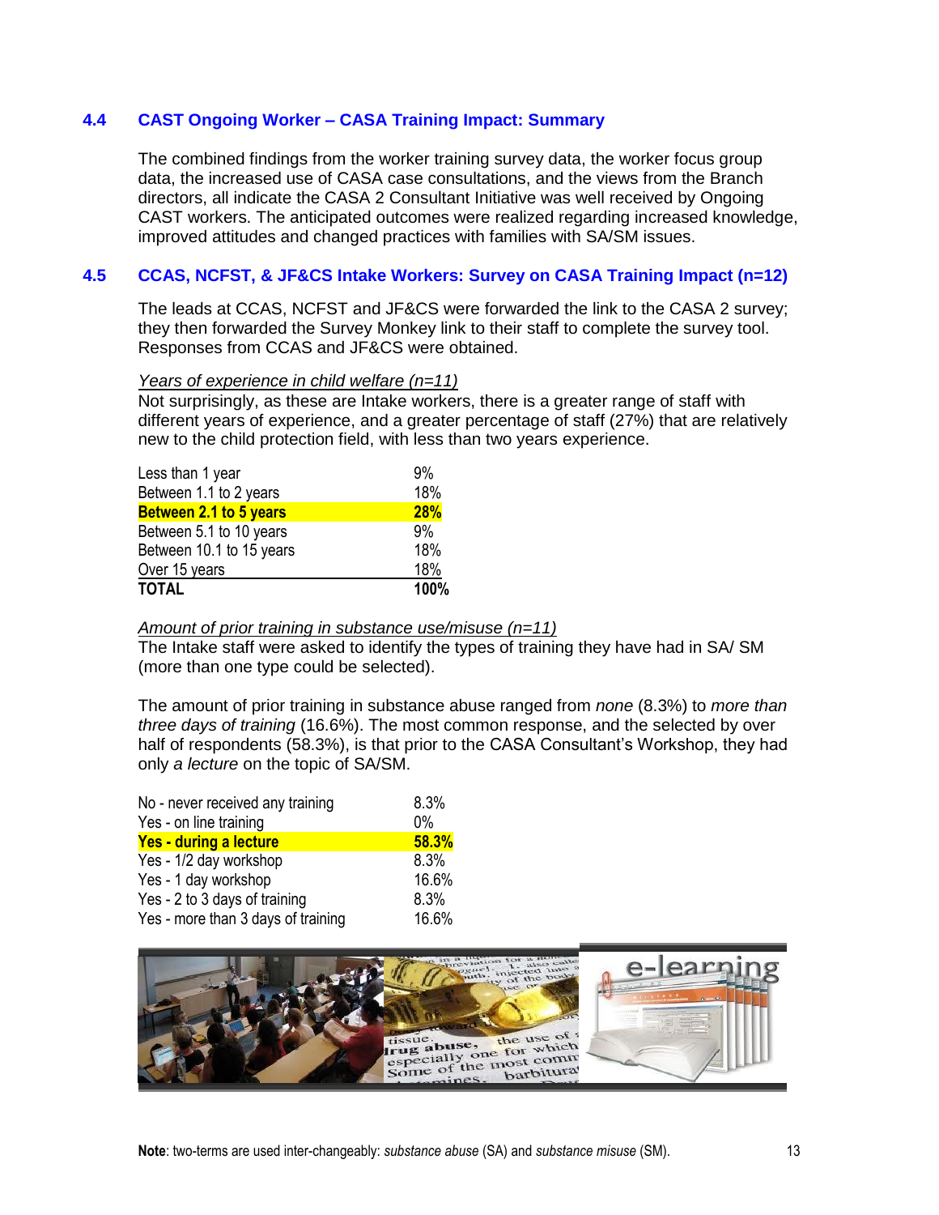### 4.4 CAST Ongoing Worker – CASA Training Impact: Summary

The combined findings from the worker training survey data, the worker focus group data, the increased use of CASA case consultations, and the views from the Branch directors, all indicate the CASA 2 Consultant Initiative was well received by Ongoing CAST workers. The anticipated outcomes were realized regarding increased knowledge, improved attitudes and changed practices with families with SA/SM issues.

### 4.5 CCAS, NCFST, & JF&CS Intake Workers: Survey on CASA Training Impact (n=12)

The leads at CCAS, NCFST and JF&CS were forwarded the link to the CASA 2 survey; they then forwarded the Survey Monkey link to their staff to complete the survey tool. Responses from CCAS and JF&CS were obtained.

*Years of experience in child welfare (n=11)*

Not surprisingly, as these are Intake workers, there is a greater range of staff with different years of experience, and a greater percentage of staff (27%) that are relatively new to the child protection field, with less than two years experience.

| | |
|---|---|
| Less than 1 year | 9% |
| Between 1.1 to 2 years | 18% |
| **Between 2.1 to 5 years** | **28%** |
| Between 5.1 to 10 years | 9% |
| Between 10.1 to 15 years | 18% |
| Over 15 years | 18% |
| **TOTAL** | **100%** |

*Amount of prior training in substance use/misuse (n=11)*

The Intake staff were asked to identify the types of training they have had in SA/ SM (more than one type could be selected).

The amount of prior training in substance abuse ranged from *none* (8.3%) to *more than three days of training* (16.6%). The most common response, and the selected by over half of respondents (58.3%), is that prior to the CASA Consultant's Workshop, they had only *a lecture* on the topic of SA/SM.

| | |
|---|---|
| No - never received any training | 8.3% |
| Yes - on line training | 0% |
| **Yes - during a lecture** | **58.3%** |
| Yes - 1/2 day workshop | 8.3% |
| Yes - 1 day workshop | 16.6% |
| Yes - 2 to 3 days of training | 8.3% |
| Yes - more than 3 days of training | 16.6% |

**Note**: two-terms are used inter-changeably: *substance abuse* (SA) and *substance misuse* (SM).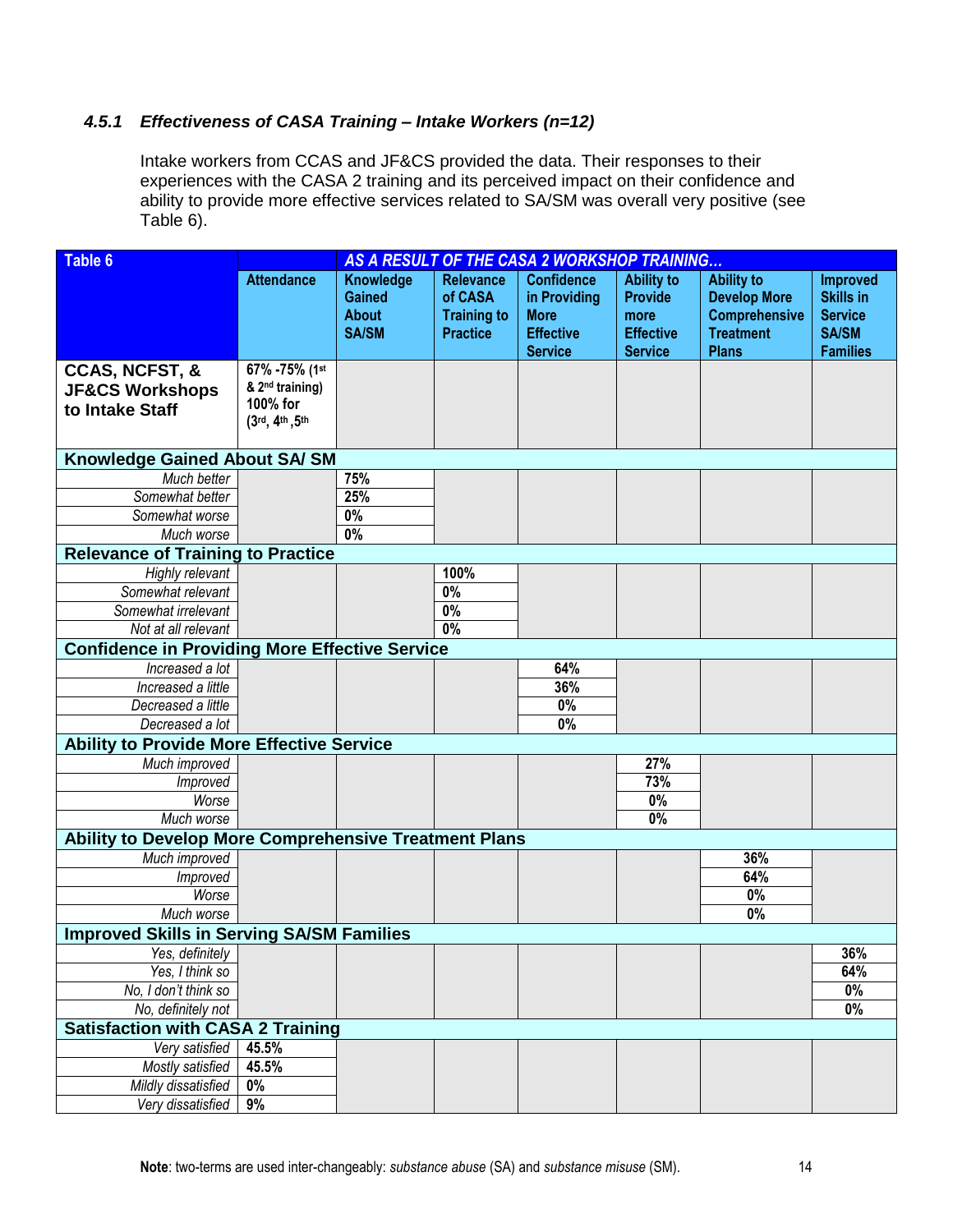### *4.5.1 Effectiveness of CASA Training – Intake Workers (n=12)*

Intake workers from CCAS and JF&CS provided the data. Their responses to their experiences with the CASA 2 training and its perceived impact on their confidence and ability to provide more effective services related to SA/SM was overall very positive (see Table 6).

| Table 6 | *AS A RESULT OF THE CASA 2 WORKSHOP TRAINING…* | | | | | | |
|---|---|---|---|---|---|---|---|
| | Attendance | Knowledge Gained About SA/SM | Relevance of CASA Training to Practice | Confidence in Providing More Effective Service | Ability to Provide more Effective Service | Ability to Develop More Comprehensive Treatment Plans | Improved Skills in Service SA/SM Families |
| **CCAS, NCFST, & JF&CS Workshops to Intake Staff** | 67% -75% (1st & 2nd training) 100% for (3rd, 4th ,5th | | | | | | |
| **Knowledge Gained About SA/ SM** | | | | | | | |
| *Much better* | | 75% | | | | | |
| *Somewhat better* | | 25% | | | | | |
| *Somewhat worse* | | 0% | | | | | |
| *Much worse* | | 0% | | | | | |
| **Relevance of Training to Practice** | | | | | | | |
| *Highly relevant* | | | 100% | | | | |
| *Somewhat relevant* | | | 0% | | | | |
| *Somewhat irrelevant* | | | 0% | | | | |
| *Not at all relevant* | | | 0% | | | | |
| **Confidence in Providing More Effective Service** | | | | | | | |
| *Increased a lot* | | | | 64% | | | |
| *Increased a little* | | | | 36% | | | |
| *Decreased a little* | | | | 0% | | | |
| *Decreased a lot* | | | | 0% | | | |
| **Ability to Provide More Effective Service** | | | | | | | |
| *Much improved* | | | | | 27% | | |
| *Improved* | | | | | 73% | | |
| *Worse* | | | | | 0% | | |
| *Much worse* | | | | | 0% | | |
| **Ability to Develop More Comprehensive Treatment Plans** | | | | | | | |
| *Much improved* | | | | | | 36% | |
| *Improved* | | | | | | 64% | |
| *Worse* | | | | | | 0% | |
| *Much worse* | | | | | | 0% | |
| **Improved Skills in Serving SA/SM Families** | | | | | | | |
| *Yes, definitely* | | | | | | | 36% |
| *Yes, I think so* | | | | | | | 64% |
| *No, I don't think so* | | | | | | | 0% |
| *No, definitely not* | | | | | | | 0% |
| **Satisfaction with CASA 2 Training** | | | | | | | |
| *Very satisfied* | 45.5% | | | | | | |
| *Mostly satisfied* | 45.5% | | | | | | |
| *Mildly dissatisfied* | 0% | | | | | | |
| *Very dissatisfied* | 9% | | | | | | |

**Note**: two-terms are used inter-changeably: *substance abuse* (SA) and *substance misuse* (SM).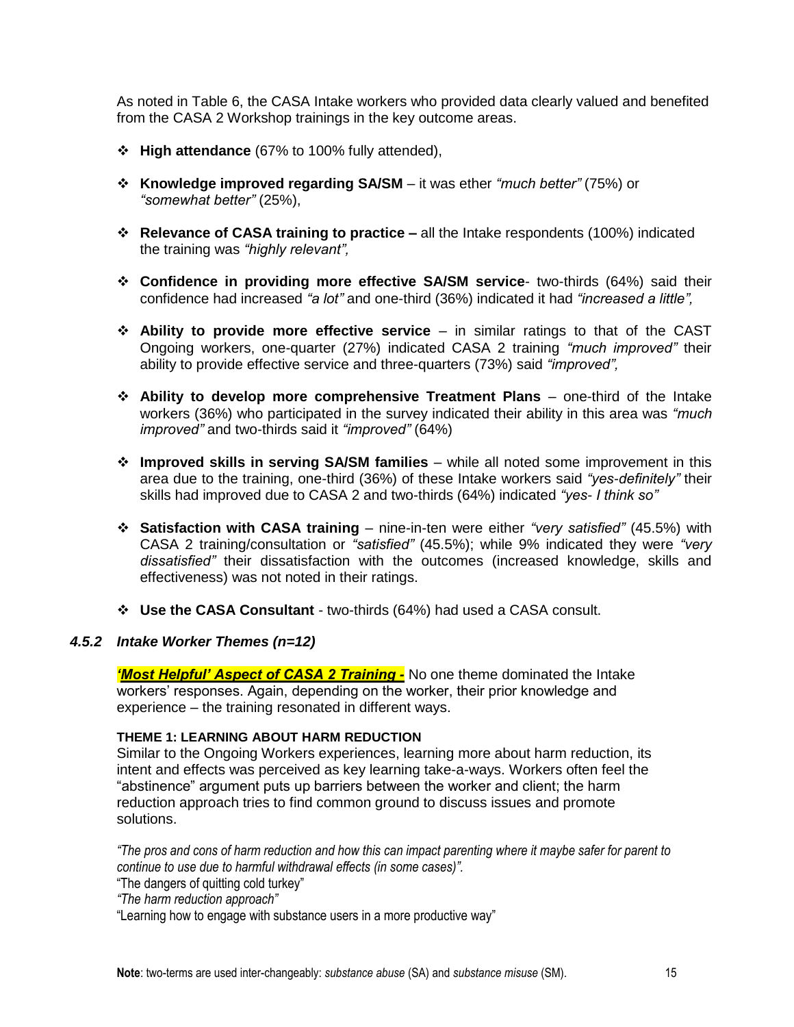As noted in Table 6, the CASA Intake workers who provided data clearly valued and benefited from the CASA 2 Workshop trainings in the key outcome areas.

- **High attendance** (67% to 100% fully attended),
- **Knowledge improved regarding SA/SM** – it was ether *"much better"* (75%) or *"somewhat better"* (25%),
- **Relevance of CASA training to practice –** all the Intake respondents (100%) indicated the training was *"highly relevant",*
- **Confidence in providing more effective SA/SM service**- two-thirds (64%) said their confidence had increased *"a lot"* and one-third (36%) indicated it had *"increased a little",*
- **Ability to provide more effective service** – in similar ratings to that of the CAST Ongoing workers, one-quarter (27%) indicated CASA 2 training *"much improved"* their ability to provide effective service and three-quarters (73%) said *"improved",*
- **Ability to develop more comprehensive Treatment Plans** – one-third of the Intake workers (36%) who participated in the survey indicated their ability in this area was *"much improved"* and two-thirds said it *"improved"* (64%)
- **Improved skills in serving SA/SM families** – while all noted some improvement in this area due to the training, one-third (36%) of these Intake workers said *"yes-definitely"* their skills had improved due to CASA 2 and two-thirds (64%) indicated *"yes- I think so"*
- **Satisfaction with CASA training** – nine-in-ten were either *"very satisfied"* (45.5%) with CASA 2 training/consultation or *"satisfied"* (45.5%); while 9% indicated they were *"very dissatisfied"* their dissatisfaction with the outcomes (increased knowledge, skills and effectiveness) was not noted in their ratings.
- **Use the CASA Consultant** - two-thirds (64%) had used a CASA consult.

### *4.5.2 Intake Worker Themes (n=12)*

***'Most Helpful' Aspect of CASA 2 Training -*** No one theme dominated the Intake workers' responses. Again, depending on the worker, their prior knowledge and experience – the training resonated in different ways.

**THEME 1: LEARNING ABOUT HARM REDUCTION**

Similar to the Ongoing Workers experiences, learning more about harm reduction, its intent and effects was perceived as key learning take-a-ways. Workers often feel the "abstinence" argument puts up barriers between the worker and client; the harm reduction approach tries to find common ground to discuss issues and promote solutions.

*"The pros and cons of harm reduction and how this can impact parenting where it maybe safer for parent to continue to use due to harmful withdrawal effects (in some cases)".*
"The dangers of quitting cold turkey"
*"The harm reduction approach"*
"Learning how to engage with substance users in a more productive way"

**Note**: two-terms are used inter-changeably: *substance abuse* (SA) and *substance misuse* (SM).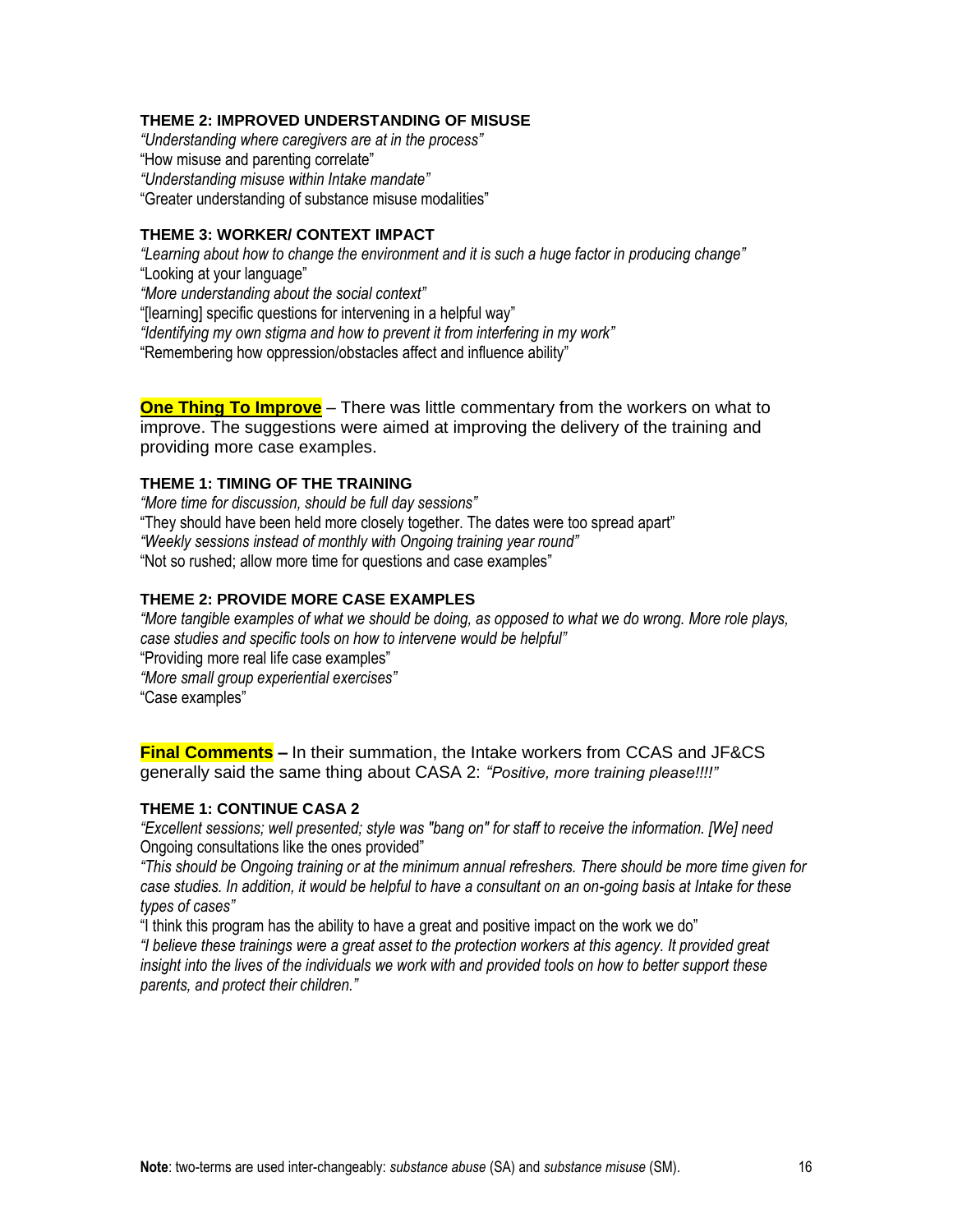### THEME 2: IMPROVED UNDERSTANDING OF MISUSE

*"Understanding where caregivers are at in the process"*
"How misuse and parenting correlate"
*"Understanding misuse within Intake mandate"*
"Greater understanding of substance misuse modalities"

### THEME 3: WORKER/ CONTEXT IMPACT

*"Learning about how to change the environment and it is such a huge factor in producing change"*
"Looking at your language"
*"More understanding about the social context"*
"[learning] specific questions for intervening in a helpful way"
*"Identifying my own stigma and how to prevent it from interfering in my work"*
"Remembering how oppression/obstacles affect and influence ability"

**One Thing To Improve** – There was little commentary from the workers on what to improve. The suggestions were aimed at improving the delivery of the training and providing more case examples.

### THEME 1: TIMING OF THE TRAINING

*"More time for discussion, should be full day sessions"*
"They should have been held more closely together. The dates were too spread apart"
*"Weekly sessions instead of monthly with Ongoing training year round"*
"Not so rushed; allow more time for questions and case examples"

### THEME 2: PROVIDE MORE CASE EXAMPLES

*"More tangible examples of what we should be doing, as opposed to what we do wrong. More role plays, case studies and specific tools on how to intervene would be helpful"*
"Providing more real life case examples"
*"More small group experiential exercises"*
"Case examples"

**Final Comments** – In their summation, the Intake workers from CCAS and JF&CS generally said the same thing about CASA 2: *"Positive, more training please!!!!"*

### THEME 1: CONTINUE CASA 2

*"Excellent sessions; well presented; style was "bang on" for staff to receive the information. [We] need* Ongoing consultations like the ones provided"
*"This should be Ongoing training or at the minimum annual refreshers. There should be more time given for case studies. In addition, it would be helpful to have a consultant on an on-going basis at Intake for these types of cases"*
"I think this program has the ability to have a great and positive impact on the work we do"
*"I believe these trainings were a great asset to the protection workers at this agency. It provided great insight into the lives of the individuals we work with and provided tools on how to better support these parents, and protect their children."*

**Note**: two-terms are used inter-changeably: *substance abuse* (SA) and *substance misuse* (SM).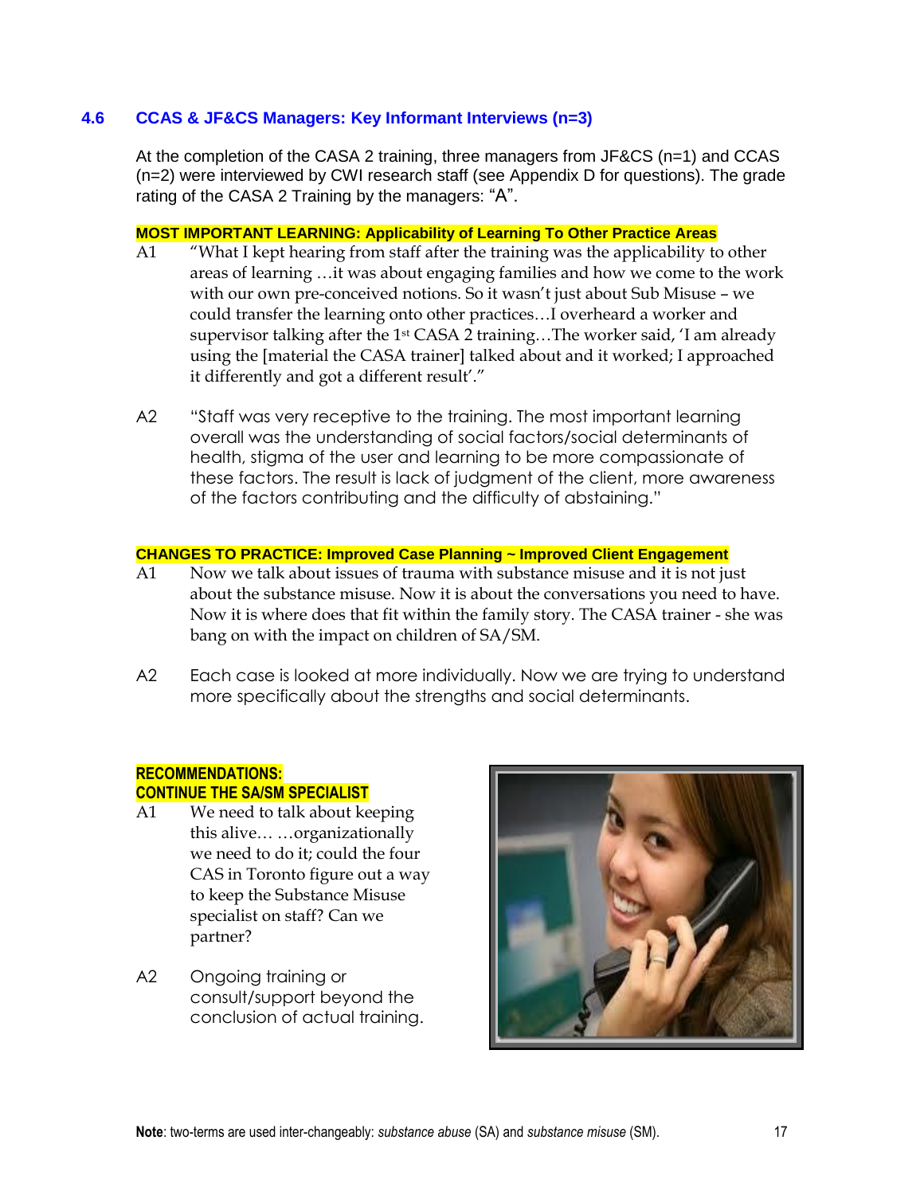## 4.6 CCAS & JF&CS Managers: Key Informant Interviews (n=3)

At the completion of the CASA 2 training, three managers from JF&CS (n=1) and CCAS (n=2) were interviewed by CWI research staff (see Appendix D for questions). The grade rating of the CASA 2 Training by the managers: "A".

**MOST IMPORTANT LEARNING: Applicability of Learning To Other Practice Areas**

A1 "What I kept hearing from staff after the training was the applicability to other areas of learning …it was about engaging families and how we come to the work with our own pre-conceived notions. So it wasn't just about Sub Misuse – we could transfer the learning onto other practices…I overheard a worker and supervisor talking after the 1st CASA 2 training…The worker said, 'I am already using the [material the CASA trainer] talked about and it worked; I approached it differently and got a different result'."

A2 "Staff was very receptive to the training. The most important learning overall was the understanding of social factors/social determinants of health, stigma of the user and learning to be more compassionate of these factors. The result is lack of judgment of the client, more awareness of the factors contributing and the difficulty of abstaining."

**CHANGES TO PRACTICE: Improved Case Planning ~ Improved Client Engagement**

A1 Now we talk about issues of trauma with substance misuse and it is not just about the substance misuse. Now it is about the conversations you need to have. Now it is where does that fit within the family story. The CASA trainer - she was bang on with the impact on children of SA/SM.

A2 Each case is looked at more individually. Now we are trying to understand more specifically about the strengths and social determinants.

**RECOMMENDATIONS:**
**CONTINUE THE SA/SM SPECIALIST**

A1 We need to talk about keeping this alive… …organizationally we need to do it; could the four CAS in Toronto figure out a way to keep the Substance Misuse specialist on staff? Can we partner?

A2 Ongoing training or consult/support beyond the conclusion of actual training.

**Note**: two-terms are used inter-changeably: *substance abuse* (SA) and *substance misuse* (SM).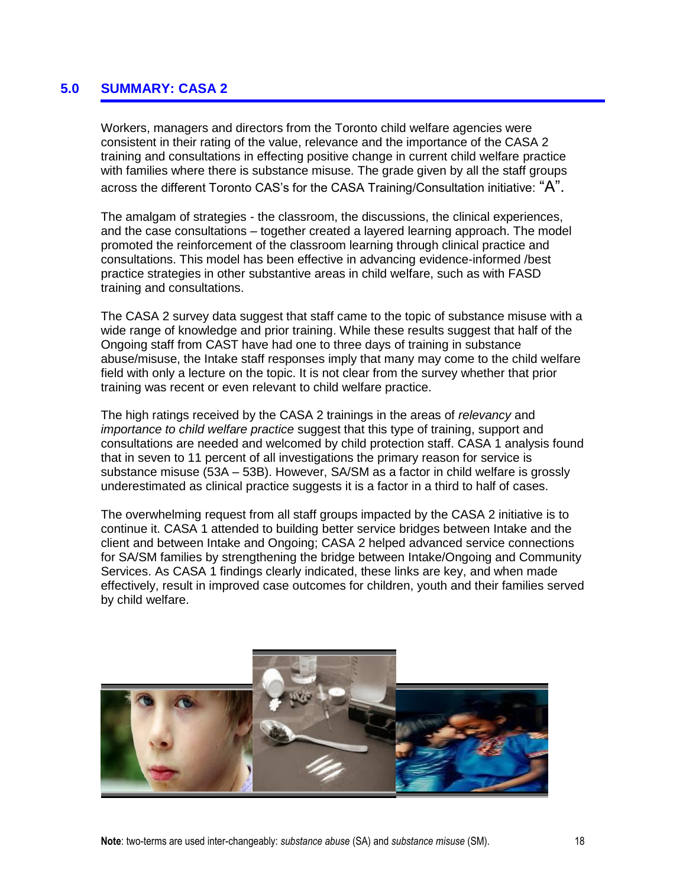## 5.0 SUMMARY: CASA 2

Workers, managers and directors from the Toronto child welfare agencies were consistent in their rating of the value, relevance and the importance of the CASA 2 training and consultations in effecting positive change in current child welfare practice with families where there is substance misuse. The grade given by all the staff groups across the different Toronto CAS's for the CASA Training/Consultation initiative: "A".

The amalgam of strategies - the classroom, the discussions, the clinical experiences, and the case consultations – together created a layered learning approach. The model promoted the reinforcement of the classroom learning through clinical practice and consultations. This model has been effective in advancing evidence-informed /best practice strategies in other substantive areas in child welfare, such as with FASD training and consultations.

The CASA 2 survey data suggest that staff came to the topic of substance misuse with a wide range of knowledge and prior training. While these results suggest that half of the Ongoing staff from CAST have had one to three days of training in substance abuse/misuse, the Intake staff responses imply that many may come to the child welfare field with only a lecture on the topic. It is not clear from the survey whether that prior training was recent or even relevant to child welfare practice.

The high ratings received by the CASA 2 trainings in the areas of *relevancy* and *importance to child welfare practice* suggest that this type of training, support and consultations are needed and welcomed by child protection staff. CASA 1 analysis found that in seven to 11 percent of all investigations the primary reason for service is substance misuse (53A – 53B). However, SA/SM as a factor in child welfare is grossly underestimated as clinical practice suggests it is a factor in a third to half of cases.

The overwhelming request from all staff groups impacted by the CASA 2 initiative is to continue it. CASA 1 attended to building better service bridges between Intake and the client and between Intake and Ongoing; CASA 2 helped advanced service connections for SA/SM families by strengthening the bridge between Intake/Ongoing and Community Services. As CASA 1 findings clearly indicated, these links are key, and when made effectively, result in improved case outcomes for children, youth and their families served by child welfare.

**Note**: two-terms are used inter-changeably: *substance abuse* (SA) and *substance misuse* (SM).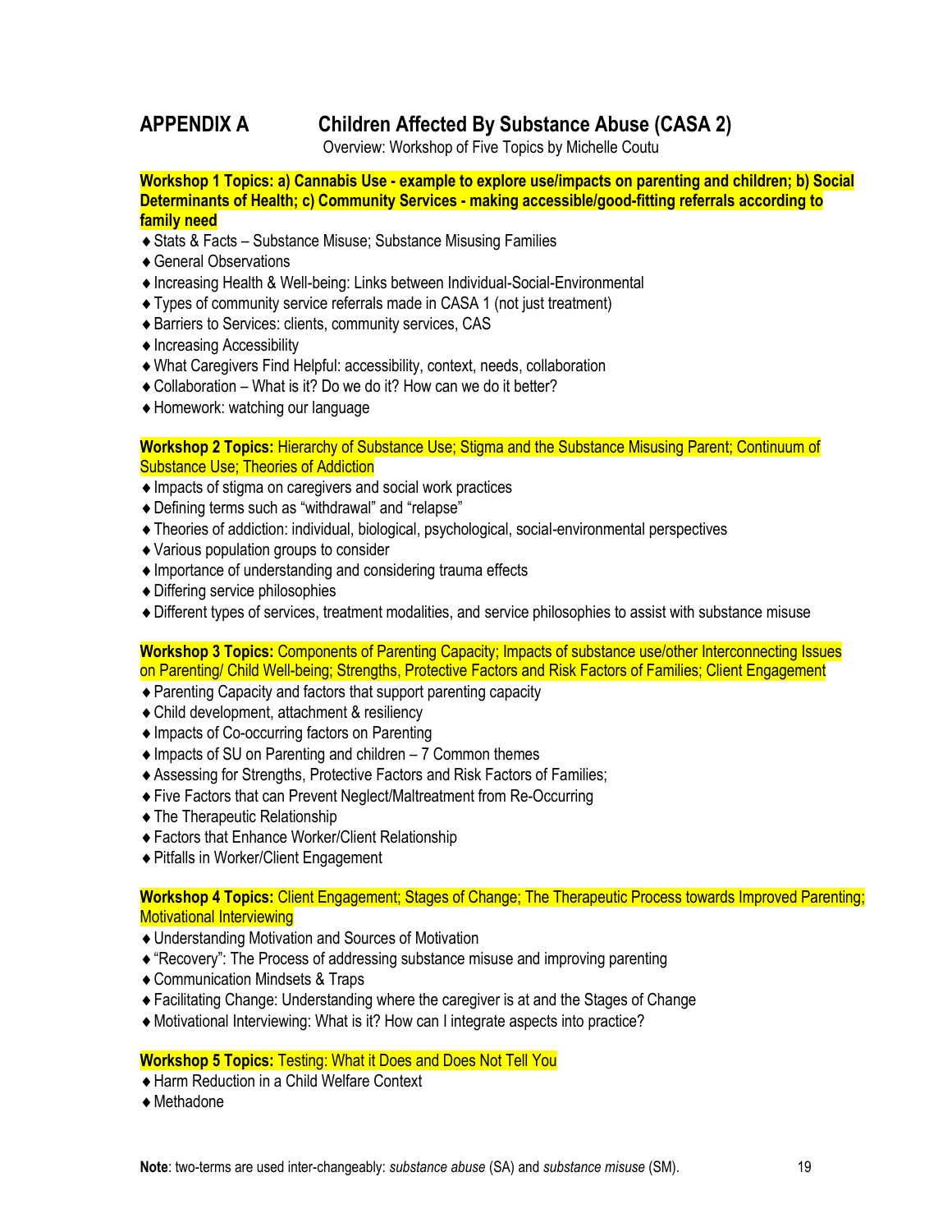# APPENDIX A Children Affected By Substance Abuse (CASA 2)

Overview: Workshop of Five Topics by Michelle Coutu

**Workshop 1 Topics: a) Cannabis Use - example to explore use/impacts on parenting and children; b) Social Determinants of Health; c) Community Services - making accessible/good-fitting referrals according to family need**

- Stats & Facts – Substance Misuse; Substance Misusing Families
- General Observations
- Increasing Health & Well-being: Links between Individual-Social-Environmental
- Types of community service referrals made in CASA 1 (not just treatment)
- Barriers to Services: clients, community services, CAS
- Increasing Accessibility
- What Caregivers Find Helpful: accessibility, context, needs, collaboration
- Collaboration – What is it? Do we do it? How can we do it better?
- Homework: watching our language

**Workshop 2 Topics:** Hierarchy of Substance Use; Stigma and the Substance Misusing Parent; Continuum of Substance Use; Theories of Addiction

- Impacts of stigma on caregivers and social work practices
- Defining terms such as "withdrawal" and "relapse"
- Theories of addiction: individual, biological, psychological, social-environmental perspectives
- Various population groups to consider
- Importance of understanding and considering trauma effects
- Differing service philosophies
- Different types of services, treatment modalities, and service philosophies to assist with substance misuse

**Workshop 3 Topics:** Components of Parenting Capacity; Impacts of substance use/other Interconnecting Issues on Parenting/ Child Well-being; Strengths, Protective Factors and Risk Factors of Families; Client Engagement

- Parenting Capacity and factors that support parenting capacity
- Child development, attachment & resiliency
- Impacts of Co-occurring factors on Parenting
- Impacts of SU on Parenting and children – 7 Common themes
- Assessing for Strengths, Protective Factors and Risk Factors of Families;
- Five Factors that can Prevent Neglect/Maltreatment from Re-Occurring
- The Therapeutic Relationship
- Factors that Enhance Worker/Client Relationship
- Pitfalls in Worker/Client Engagement

**Workshop 4 Topics:** Client Engagement; Stages of Change; The Therapeutic Process towards Improved Parenting; Motivational Interviewing

- Understanding Motivation and Sources of Motivation
- "Recovery": The Process of addressing substance misuse and improving parenting
- Communication Mindsets & Traps
- Facilitating Change: Understanding where the caregiver is at and the Stages of Change
- Motivational Interviewing: What is it? How can I integrate aspects into practice?

**Workshop 5 Topics:** Testing: What it Does and Does Not Tell You

- Harm Reduction in a Child Welfare Context
- Methadone

**Note**: two-terms are used inter-changeably: *substance abuse* (SA) and *substance misuse* (SM).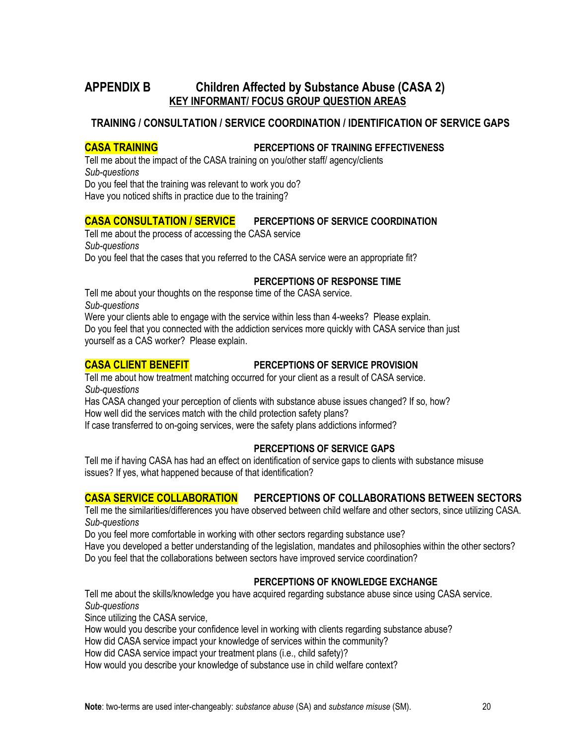# APPENDIX B Children Affected by Substance Abuse (CASA 2)

## KEY INFORMANT/ FOCUS GROUP QUESTION AREAS

### TRAINING / CONSULTATION / SERVICE COORDINATION / IDENTIFICATION OF SERVICE GAPS

**CASA TRAINING** **PERCEPTIONS OF TRAINING EFFECTIVENESS**

Tell me about the impact of the CASA training on you/other staff/ agency/clients

*Sub-questions*

Do you feel that the training was relevant to work you do?

Have you noticed shifts in practice due to the training?

**CASA CONSULTATION / SERVICE** **PERCEPTIONS OF SERVICE COORDINATION**

Tell me about the process of accessing the CASA service

*Sub-questions*

Do you feel that the cases that you referred to the CASA service were an appropriate fit?

**PERCEPTIONS OF RESPONSE TIME**

Tell me about your thoughts on the response time of the CASA service.

*Sub-questions*

Were your clients able to engage with the service within less than 4-weeks? Please explain.

Do you feel that you connected with the addiction services more quickly with CASA service than just yourself as a CAS worker? Please explain.

**CASA CLIENT BENEFIT** **PERCEPTIONS OF SERVICE PROVISION**

Tell me about how treatment matching occurred for your client as a result of CASA service.

*Sub-questions*

Has CASA changed your perception of clients with substance abuse issues changed? If so, how?

How well did the services match with the child protection safety plans?

If case transferred to on-going services, were the safety plans addictions informed?

**PERCEPTIONS OF SERVICE GAPS**

Tell me if having CASA has had an effect on identification of service gaps to clients with substance misuse issues? If yes, what happened because of that identification?

**CASA SERVICE COLLABORATION** **PERCEPTIONS OF COLLABORATIONS BETWEEN SECTORS**

Tell me the similarities/differences you have observed between child welfare and other sectors, since utilizing CASA.

*Sub-questions*

Do you feel more comfortable in working with other sectors regarding substance use?

Have you developed a better understanding of the legislation, mandates and philosophies within the other sectors?

Do you feel that the collaborations between sectors have improved service coordination?

**PERCEPTIONS OF KNOWLEDGE EXCHANGE**

Tell me about the skills/knowledge you have acquired regarding substance abuse since using CASA service.

*Sub-questions*

Since utilizing the CASA service,

How would you describe your confidence level in working with clients regarding substance abuse?

How did CASA service impact your knowledge of services within the community?

How did CASA service impact your treatment plans (i.e., child safety)?

How would you describe your knowledge of substance use in child welfare context?

**Note**: two-terms are used inter-changeably: *substance abuse* (SA) and *substance misuse* (SM).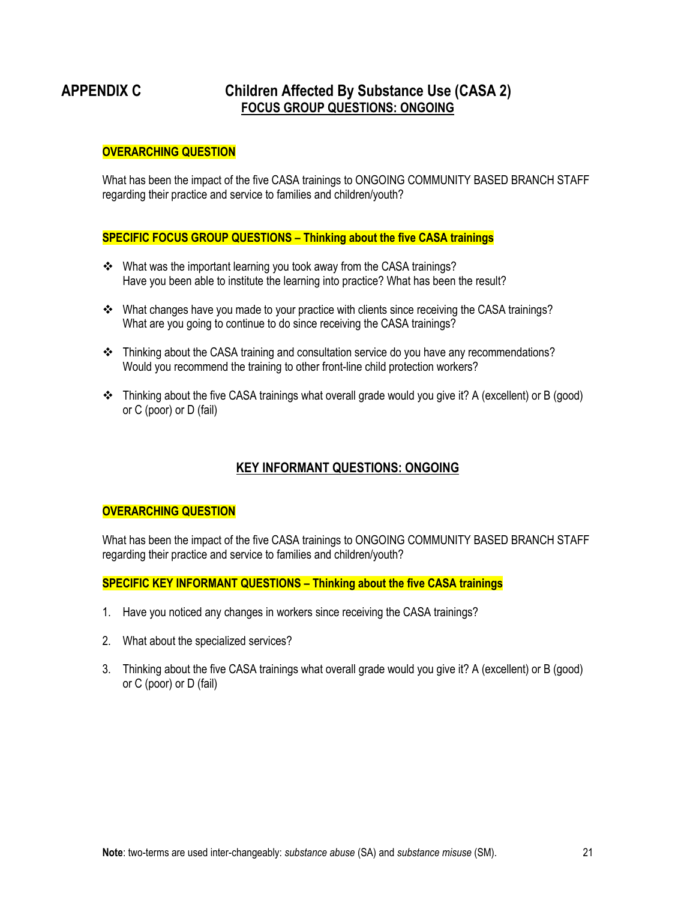# APPENDIX C Children Affected By Substance Use (CASA 2)

## FOCUS GROUP QUESTIONS: ONGOING

**OVERARCHING QUESTION**

What has been the impact of the five CASA trainings to ONGOING COMMUNITY BASED BRANCH STAFF regarding their practice and service to families and children/youth?

**SPECIFIC FOCUS GROUP QUESTIONS – Thinking about the five CASA trainings**

- What was the important learning you took away from the CASA trainings?
  Have you been able to institute the learning into practice? What has been the result?
- What changes have you made to your practice with clients since receiving the CASA trainings?
  What are you going to continue to do since receiving the CASA trainings?
- Thinking about the CASA training and consultation service do you have any recommendations?
  Would you recommend the training to other front-line child protection workers?
- Thinking about the five CASA trainings what overall grade would you give it? A (excellent) or B (good) or C (poor) or D (fail)

## KEY INFORMANT QUESTIONS: ONGOING

**OVERARCHING QUESTION**

What has been the impact of the five CASA trainings to ONGOING COMMUNITY BASED BRANCH STAFF regarding their practice and service to families and children/youth?

**SPECIFIC KEY INFORMANT QUESTIONS – Thinking about the five CASA trainings**

1. Have you noticed any changes in workers since receiving the CASA trainings?
2. What about the specialized services?
3. Thinking about the five CASA trainings what overall grade would you give it? A (excellent) or B (good) or C (poor) or D (fail)

**Note**: two-terms are used inter-changeably: *substance abuse* (SA) and *substance misuse* (SM).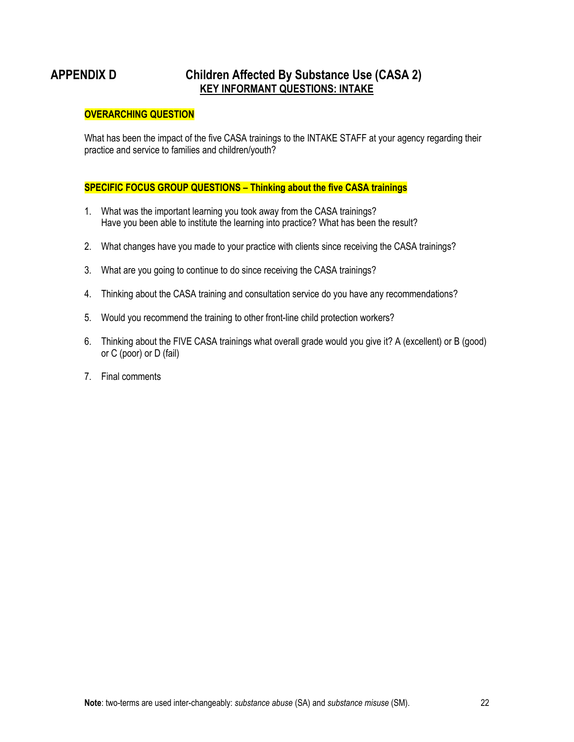# APPENDIX D — Children Affected By Substance Use (CASA 2)

## KEY INFORMANT QUESTIONS: INTAKE

**OVERARCHING QUESTION**

What has been the impact of the five CASA trainings to the INTAKE STAFF at your agency regarding their practice and service to families and children/youth?

**SPECIFIC FOCUS GROUP QUESTIONS – Thinking about the five CASA trainings**

1. What was the important learning you took away from the CASA trainings?
   Have you been able to institute the learning into practice? What has been the result?

2. What changes have you made to your practice with clients since receiving the CASA trainings?

3. What are you going to continue to do since receiving the CASA trainings?

4. Thinking about the CASA training and consultation service do you have any recommendations?

5. Would you recommend the training to other front-line child protection workers?

6. Thinking about the FIVE CASA trainings what overall grade would you give it? A (excellent) or B (good) or C (poor) or D (fail)

7. Final comments

**Note**: two-terms are used inter-changeably: *substance abuse* (SA) and *substance misuse* (SM).